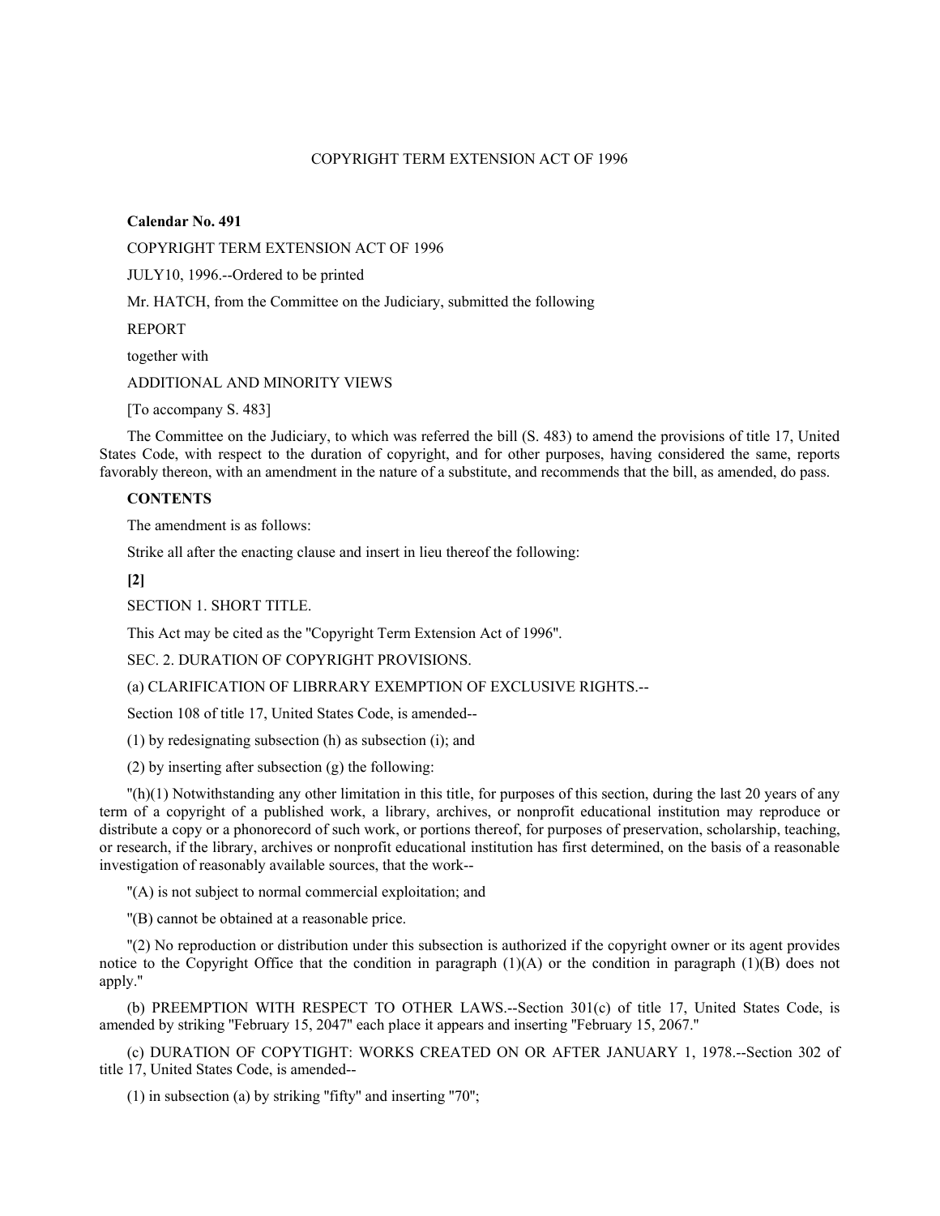COPYRIGHT TERM EXTENSION ACT OF 1996

**Calendar No. 491**

COPYRIGHT TERM EXTENSION ACT OF 1996

JULY10, 1996.--Ordered to be printed

Mr. HATCH, from the Committee on the Judiciary, submitted the following

REPORT

together with

ADDITIONAL AND MINORITY VIEWS

[To accompany S. 483]

The Committee on the Judiciary, to which was referred the bill (S. 483) to amend the provisions of title 17, United States Code, with respect to the duration of copyright, and for other purposes, having considered the same, reports favorably thereon, with an amendment in the nature of a substitute, and recommends that the bill, as amended, do pass.

**CONTENTS**

The amendment is as follows:

Strike all after the enacting clause and insert in lieu thereof the following:

**[2]**

SECTION 1. SHORT TITLE.

This Act may be cited as the "Copyright Term Extension Act of 1996".

SEC. 2. DURATION OF COPYRIGHT PROVISIONS.

(a) CLARIFICATION OF LIBRRARY EXEMPTION OF EXCLUSIVE RIGHTS.--

Section 108 of title 17, United States Code, is amended--

(1) by redesignating subsection (h) as subsection (i); and

(2) by inserting after subsection (g) the following:

"(h)(1) Notwithstanding any other limitation in this title, for purposes of this section, during the last 20 years of any term of a copyright of a published work, a library, archives, or nonprofit educational institution may reproduce or distribute a copy or a phonorecord of such work, or portions thereof, for purposes of preservation, scholarship, teaching, or research, if the library, archives or nonprofit educational institution has first determined, on the basis of a reasonable investigation of reasonably available sources, that the work--

"(A) is not subject to normal commercial exploitation; and

"(B) cannot be obtained at a reasonable price.

"(2) No reproduction or distribution under this subsection is authorized if the copyright owner or its agent provides notice to the Copyright Office that the condition in paragraph (1)(A) or the condition in paragraph (1)(B) does not apply."

(b) PREEMPTION WITH RESPECT TO OTHER LAWS.--Section 301(c) of title 17, United States Code, is amended by striking "February 15, 2047" each place it appears and inserting "February 15, 2067."

(c) DURATION OF COPYTIGHT: WORKS CREATED ON OR AFTER JANUARY 1, 1978.--Section 302 of title 17, United States Code, is amended--

(1) in subsection (a) by striking "fifty" and inserting "70";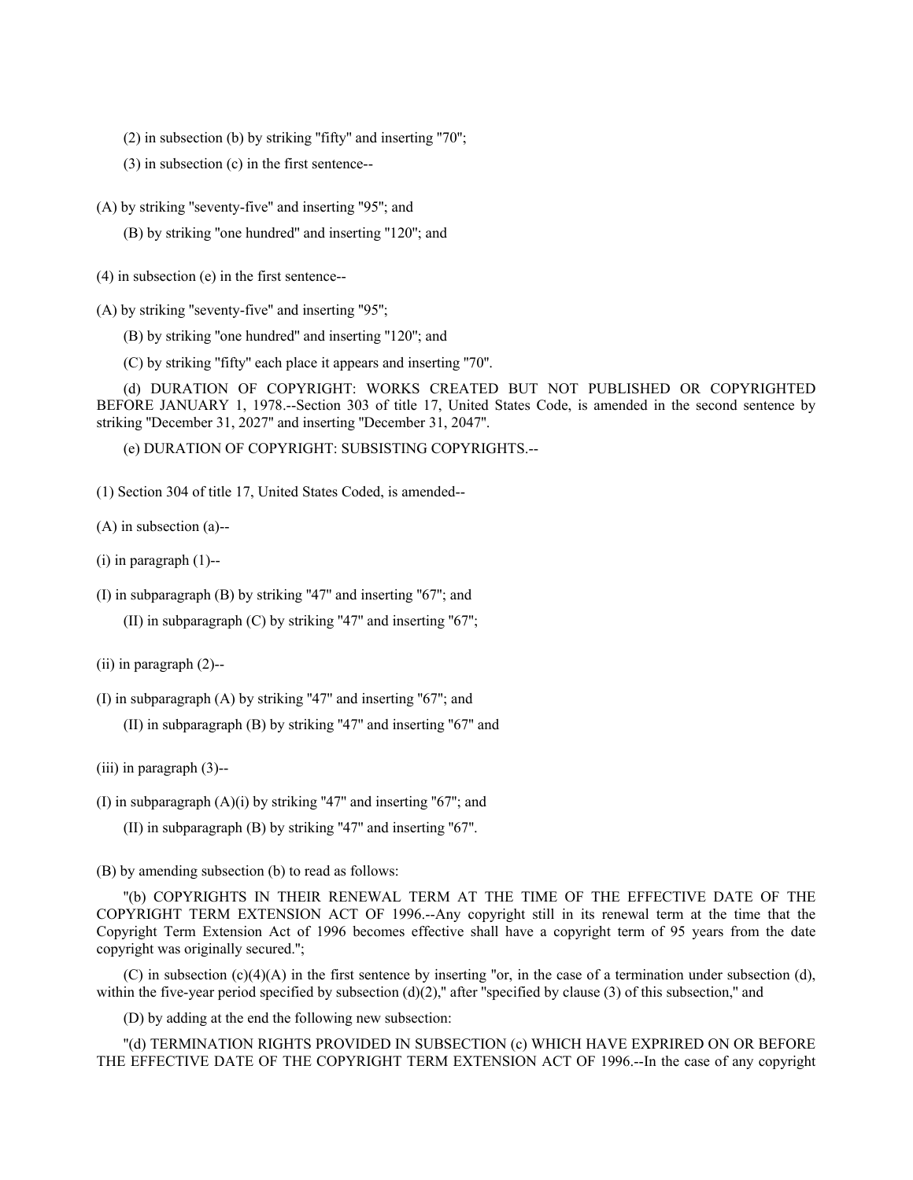(2) in subsection (b) by striking "fifty" and inserting "70";

(3) in subsection (c) in the first sentence--

(A) by striking "seventy-five" and inserting "95"; and

(B) by striking "one hundred" and inserting "120"; and

(4) in subsection (e) in the first sentence--

(A) by striking "seventy-five" and inserting "95";

(B) by striking "one hundred" and inserting "120"; and

(C) by striking "fifty" each place it appears and inserting "70".

(d) DURATION OF COPYRIGHT: WORKS CREATED BUT NOT PUBLISHED OR COPYRIGHTED BEFORE JANUARY 1, 1978.--Section 303 of title 17, United States Code, is amended in the second sentence by striking "December 31, 2027" and inserting "December 31, 2047".

(e) DURATION OF COPYRIGHT: SUBSISTING COPYRIGHTS.--

(1) Section 304 of title 17, United States Coded, is amended--

(A) in subsection (a)--

(i) in paragraph (1)--

(I) in subparagraph (B) by striking "47" and inserting "67"; and

(II) in subparagraph (C) by striking "47" and inserting "67";

(ii) in paragraph (2)--

(I) in subparagraph (A) by striking "47" and inserting "67"; and

(II) in subparagraph (B) by striking "47" and inserting "67" and

(iii) in paragraph (3)--

(I) in subparagraph (A)(i) by striking "47" and inserting "67"; and

(II) in subparagraph (B) by striking "47" and inserting "67".

(B) by amending subsection (b) to read as follows:

"(b) COPYRIGHTS IN THEIR RENEWAL TERM AT THE TIME OF THE EFFECTIVE DATE OF THE COPYRIGHT TERM EXTENSION ACT OF 1996.--Any copyright still in its renewal term at the time that the Copyright Term Extension Act of 1996 becomes effective shall have a copyright term of 95 years from the date copyright was originally secured.";

(C) in subsection (c)(4)(A) in the first sentence by inserting "or, in the case of a termination under subsection (d), within the five-year period specified by subsection (d)(2)," after "specified by clause (3) of this subsection," and

(D) by adding at the end the following new subsection:

"(d) TERMINATION RIGHTS PROVIDED IN SUBSECTION (c) WHICH HAVE EXPRIRED ON OR BEFORE THE EFFECTIVE DATE OF THE COPYRIGHT TERM EXTENSION ACT OF 1996.--In the case of any copyright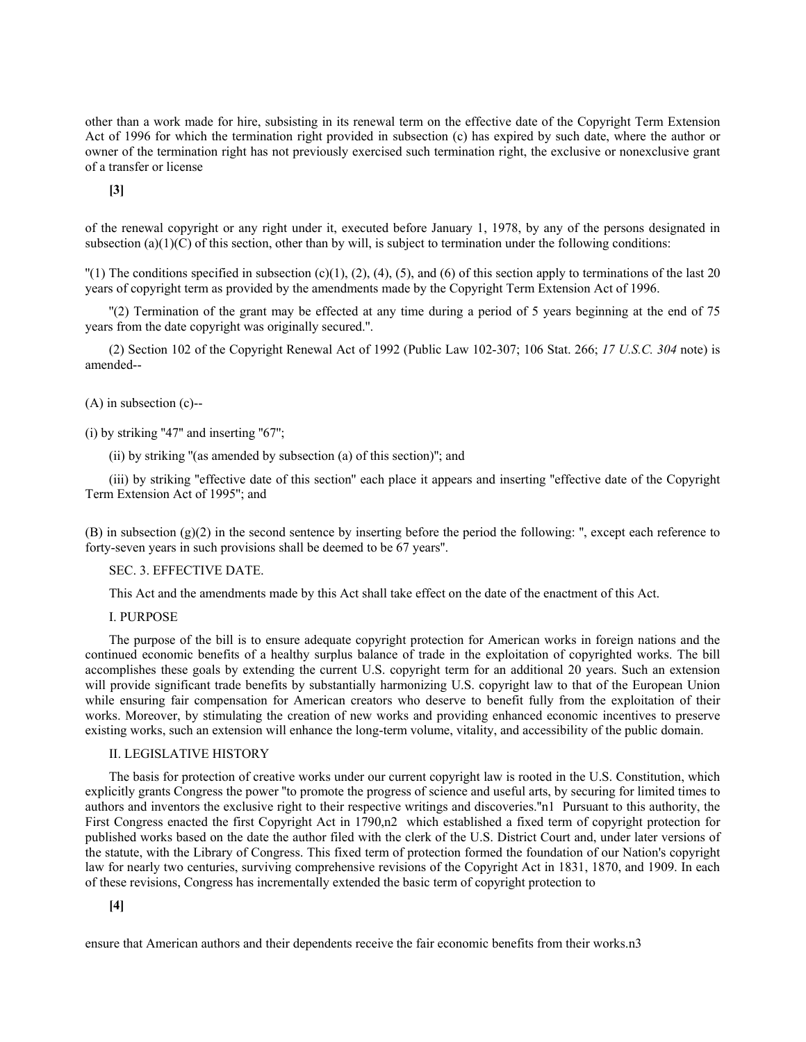other than a work made for hire, subsisting in its renewal term on the effective date of the Copyright Term Extension Act of 1996 for which the termination right provided in subsection (c) has expired by such date, where the author or owner of the termination right has not previously exercised such termination right, the exclusive or nonexclusive grant of a transfer or license

**[3]**

of the renewal copyright or any right under it, executed before January 1, 1978, by any of the persons designated in subsection (a)(1)(C) of this section, other than by will, is subject to termination under the following conditions:

"(1) The conditions specified in subsection (c)(1), (2), (4), (5), and (6) of this section apply to terminations of the last 20 years of copyright term as provided by the amendments made by the Copyright Term Extension Act of 1996.

"(2) Termination of the grant may be effected at any time during a period of 5 years beginning at the end of 75 years from the date copyright was originally secured.".

(2) Section 102 of the Copyright Renewal Act of 1992 (Public Law 102-307; 106 Stat. 266; *17 U.S.C. 304* note) is amended--

(A) in subsection (c)--

(i) by striking "47" and inserting "67";

(ii) by striking "(as amended by subsection (a) of this section)"; and

(iii) by striking "effective date of this section" each place it appears and inserting "effective date of the Copyright Term Extension Act of 1995"; and

(B) in subsection (g)(2) in the second sentence by inserting before the period the following: ", except each reference to forty-seven years in such provisions shall be deemed to be 67 years".

SEC. 3. EFFECTIVE DATE.

This Act and the amendments made by this Act shall take effect on the date of the enactment of this Act.

I. PURPOSE

The purpose of the bill is to ensure adequate copyright protection for American works in foreign nations and the continued economic benefits of a healthy surplus balance of trade in the exploitation of copyrighted works. The bill accomplishes these goals by extending the current U.S. copyright term for an additional 20 years. Such an extension will provide significant trade benefits by substantially harmonizing U.S. copyright law to that of the European Union while ensuring fair compensation for American creators who deserve to benefit fully from the exploitation of their works. Moreover, by stimulating the creation of new works and providing enhanced economic incentives to preserve existing works, such an extension will enhance the long-term volume, vitality, and accessibility of the public domain.

II. LEGISLATIVE HISTORY

The basis for protection of creative works under our current copyright law is rooted in the U.S. Constitution, which explicitly grants Congress the power "to promote the progress of science and useful arts, by securing for limited times to authors and inventors the exclusive right to their respective writings and discoveries."n1 Pursuant to this authority, the First Congress enacted the first Copyright Act in 1790,n2 which established a fixed term of copyright protection for published works based on the date the author filed with the clerk of the U.S. District Court and, under later versions of the statute, with the Library of Congress. This fixed term of protection formed the foundation of our Nation's copyright law for nearly two centuries, surviving comprehensive revisions of the Copyright Act in 1831, 1870, and 1909. In each of these revisions, Congress has incrementally extended the basic term of copyright protection to

**[4]**

ensure that American authors and their dependents receive the fair economic benefits from their works.n3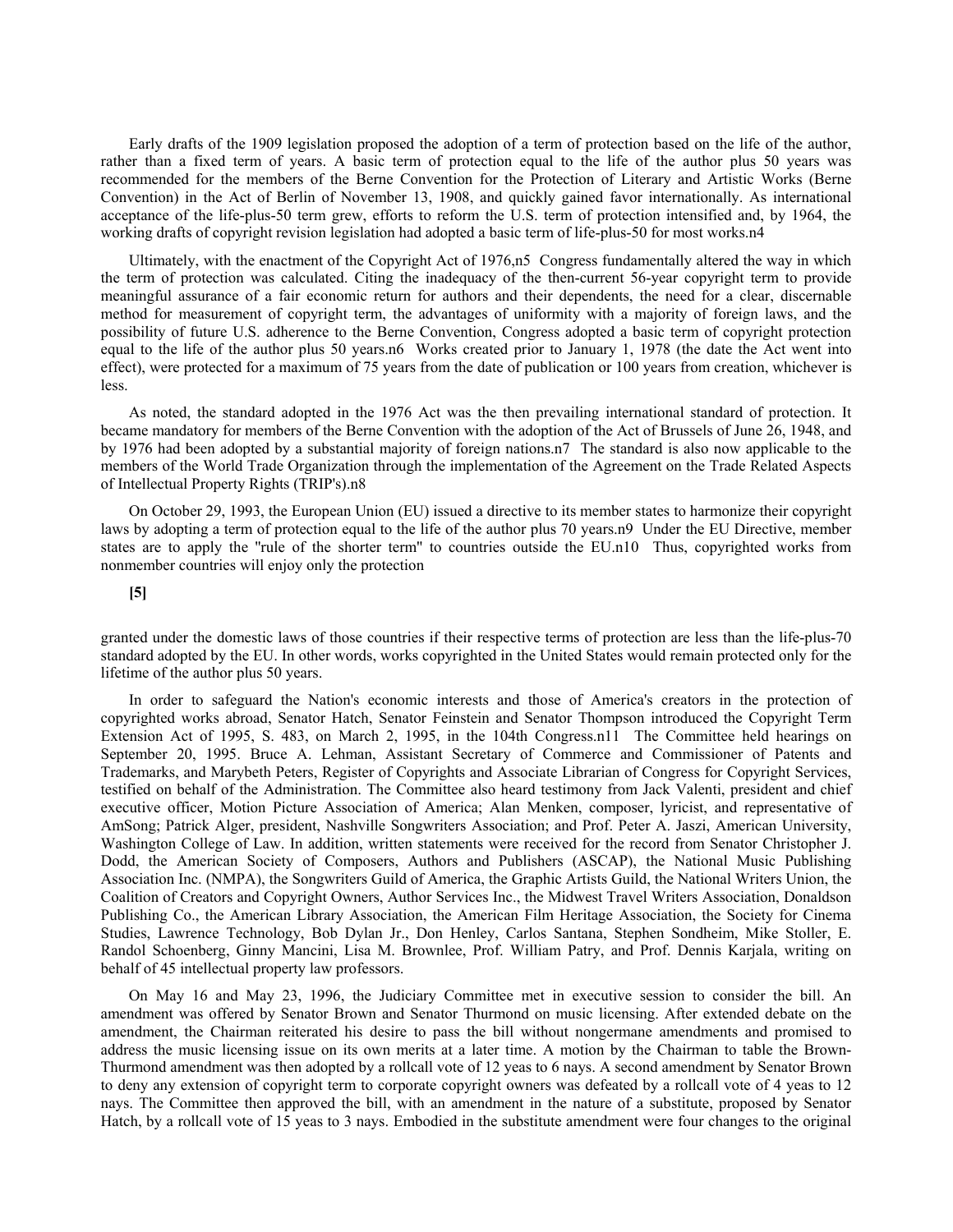Early drafts of the 1909 legislation proposed the adoption of a term of protection based on the life of the author, rather than a fixed term of years. A basic term of protection equal to the life of the author plus 50 years was recommended for the members of the Berne Convention for the Protection of Literary and Artistic Works (Berne Convention) in the Act of Berlin of November 13, 1908, and quickly gained favor internationally. As international acceptance of the life-plus-50 term grew, efforts to reform the U.S. term of protection intensified and, by 1964, the working drafts of copyright revision legislation had adopted a basic term of life-plus-50 for most works.n4

Ultimately, with the enactment of the Copyright Act of 1976,n5 Congress fundamentally altered the way in which the term of protection was calculated. Citing the inadequacy of the then-current 56-year copyright term to provide meaningful assurance of a fair economic return for authors and their dependents, the need for a clear, discernable method for measurement of copyright term, the advantages of uniformity with a majority of foreign laws, and the possibility of future U.S. adherence to the Berne Convention, Congress adopted a basic term of copyright protection equal to the life of the author plus 50 years.n6 Works created prior to January 1, 1978 (the date the Act went into effect), were protected for a maximum of 75 years from the date of publication or 100 years from creation, whichever is less.

As noted, the standard adopted in the 1976 Act was the then prevailing international standard of protection. It became mandatory for members of the Berne Convention with the adoption of the Act of Brussels of June 26, 1948, and by 1976 had been adopted by a substantial majority of foreign nations.n7 The standard is also now applicable to the members of the World Trade Organization through the implementation of the Agreement on the Trade Related Aspects of Intellectual Property Rights (TRIP's).n8

On October 29, 1993, the European Union (EU) issued a directive to its member states to harmonize their copyright laws by adopting a term of protection equal to the life of the author plus 70 years.n9 Under the EU Directive, member states are to apply the "rule of the shorter term" to countries outside the EU.n10 Thus, copyrighted works from nonmember countries will enjoy only the protection

**[5]**

granted under the domestic laws of those countries if their respective terms of protection are less than the life-plus-70 standard adopted by the EU. In other words, works copyrighted in the United States would remain protected only for the lifetime of the author plus 50 years.

In order to safeguard the Nation's economic interests and those of America's creators in the protection of copyrighted works abroad, Senator Hatch, Senator Feinstein and Senator Thompson introduced the Copyright Term Extension Act of 1995, S. 483, on March 2, 1995, in the 104th Congress.n11 The Committee held hearings on September 20, 1995. Bruce A. Lehman, Assistant Secretary of Commerce and Commissioner of Patents and Trademarks, and Marybeth Peters, Register of Copyrights and Associate Librarian of Congress for Copyright Services, testified on behalf of the Administration. The Committee also heard testimony from Jack Valenti, president and chief executive officer, Motion Picture Association of America; Alan Menken, composer, lyricist, and representative of AmSong; Patrick Alger, president, Nashville Songwriters Association; and Prof. Peter A. Jaszi, American University, Washington College of Law. In addition, written statements were received for the record from Senator Christopher J. Dodd, the American Society of Composers, Authors and Publishers (ASCAP), the National Music Publishing Association Inc. (NMPA), the Songwriters Guild of America, the Graphic Artists Guild, the National Writers Union, the Coalition of Creators and Copyright Owners, Author Services Inc., the Midwest Travel Writers Association, Donaldson Publishing Co., the American Library Association, the American Film Heritage Association, the Society for Cinema Studies, Lawrence Technology, Bob Dylan Jr., Don Henley, Carlos Santana, Stephen Sondheim, Mike Stoller, E. Randol Schoenberg, Ginny Mancini, Lisa M. Brownlee, Prof. William Patry, and Prof. Dennis Karjala, writing on behalf of 45 intellectual property law professors.

On May 16 and May 23, 1996, the Judiciary Committee met in executive session to consider the bill. An amendment was offered by Senator Brown and Senator Thurmond on music licensing. After extended debate on the amendment, the Chairman reiterated his desire to pass the bill without nongermane amendments and promised to address the music licensing issue on its own merits at a later time. A motion by the Chairman to table the Brown-Thurmond amendment was then adopted by a rollcall vote of 12 yeas to 6 nays. A second amendment by Senator Brown to deny any extension of copyright term to corporate copyright owners was defeated by a rollcall vote of 4 yeas to 12 nays. The Committee then approved the bill, with an amendment in the nature of a substitute, proposed by Senator Hatch, by a rollcall vote of 15 yeas to 3 nays. Embodied in the substitute amendment were four changes to the original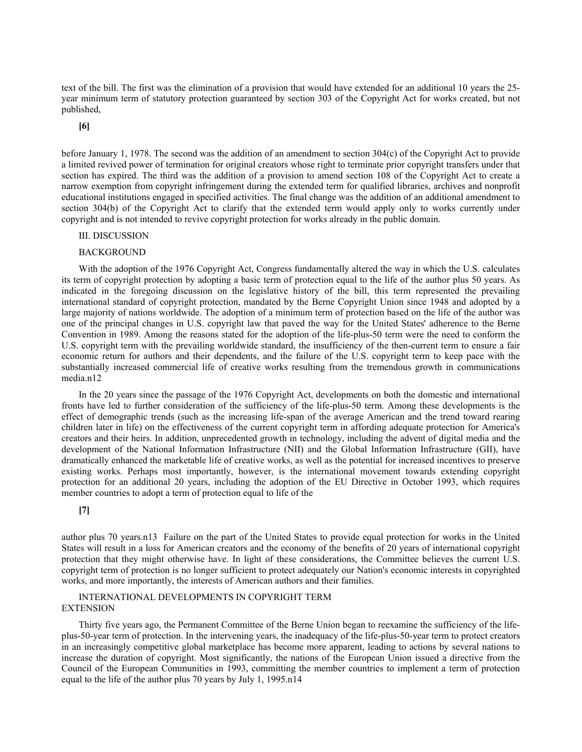text of the bill. The first was the elimination of a provision that would have extended for an additional 10 years the 25-year minimum term of statutory protection guaranteed by section 303 of the Copyright Act for works created, but not published,

**[6]**

before January 1, 1978. The second was the addition of an amendment to section 304(c) of the Copyright Act to provide a limited revived power of termination for original creators whose right to terminate prior copyright transfers under that section has expired. The third was the addition of a provision to amend section 108 of the Copyright Act to create a narrow exemption from copyright infringement during the extended term for qualified libraries, archives and nonprofit educational institutions engaged in specified activities. The final change was the addition of an additional amendment to section 304(b) of the Copyright Act to clarify that the extended term would apply only to works currently under copyright and is not intended to revive copyright protection for works already in the public domain.

III. DISCUSSION

BACKGROUND

With the adoption of the 1976 Copyright Act, Congress fundamentally altered the way in which the U.S. calculates its term of copyright protection by adopting a basic term of protection equal to the life of the author plus 50 years. As indicated in the foregoing discussion on the legislative history of the bill, this term represented the prevailing international standard of copyright protection, mandated by the Berne Copyright Union since 1948 and adopted by a large majority of nations worldwide. The adoption of a minimum term of protection based on the life of the author was one of the principal changes in U.S. copyright law that paved the way for the United States' adherence to the Berne Convention in 1989. Among the reasons stated for the adoption of the life-plus-50 term were the need to conform the U.S. copyright term with the prevailing worldwide standard, the insufficiency of the then-current term to ensure a fair economic return for authors and their dependents, and the failure of the U.S. copyright term to keep pace with the substantially increased commercial life of creative works resulting from the tremendous growth in communications media.n12

In the 20 years since the passage of the 1976 Copyright Act, developments on both the domestic and international fronts have led to further consideration of the sufficiency of the life-plus-50 term. Among these developments is the effect of demographic trends (such as the increasing life-span of the average American and the trend toward rearing children later in life) on the effectiveness of the current copyright term in affording adequate protection for America's creators and their heirs. In addition, unprecedented growth in technology, including the advent of digital media and the development of the National Information Infrastructure (NII) and the Global Information Infrastructure (GII), have dramatically enhanced the marketable life of creative works, as well as the potential for increased incentives to preserve existing works. Perhaps most importantly, however, is the international movement towards extending copyright protection for an additional 20 years, including the adoption of the EU Directive in October 1993, which requires member countries to adopt a term of protection equal to life of the

**[7]**

author plus 70 years.n13 Failure on the part of the United States to provide equal protection for works in the United States will result in a loss for American creators and the economy of the benefits of 20 years of international copyright protection that they might otherwise have. In light of these considerations, the Committee believes the current U.S. copyright term of protection is no longer sufficient to protect adequately our Nation's economic interests in copyrighted works, and more importantly, the interests of American authors and their families.

INTERNATIONAL DEVELOPMENTS IN COPYRIGHT TERM EXTENSION

Thirty five years ago, the Permanent Committee of the Berne Union began to reexamine the sufficiency of the life-plus-50-year term of protection. In the intervening years, the inadequacy of the life-plus-50-year term to protect creators in an increasingly competitive global marketplace has become more apparent, leading to actions by several nations to increase the duration of copyright. Most significantly, the nations of the European Union issued a directive from the Council of the European Communities in 1993, committing the member countries to implement a term of protection equal to the life of the author plus 70 years by July 1, 1995.n14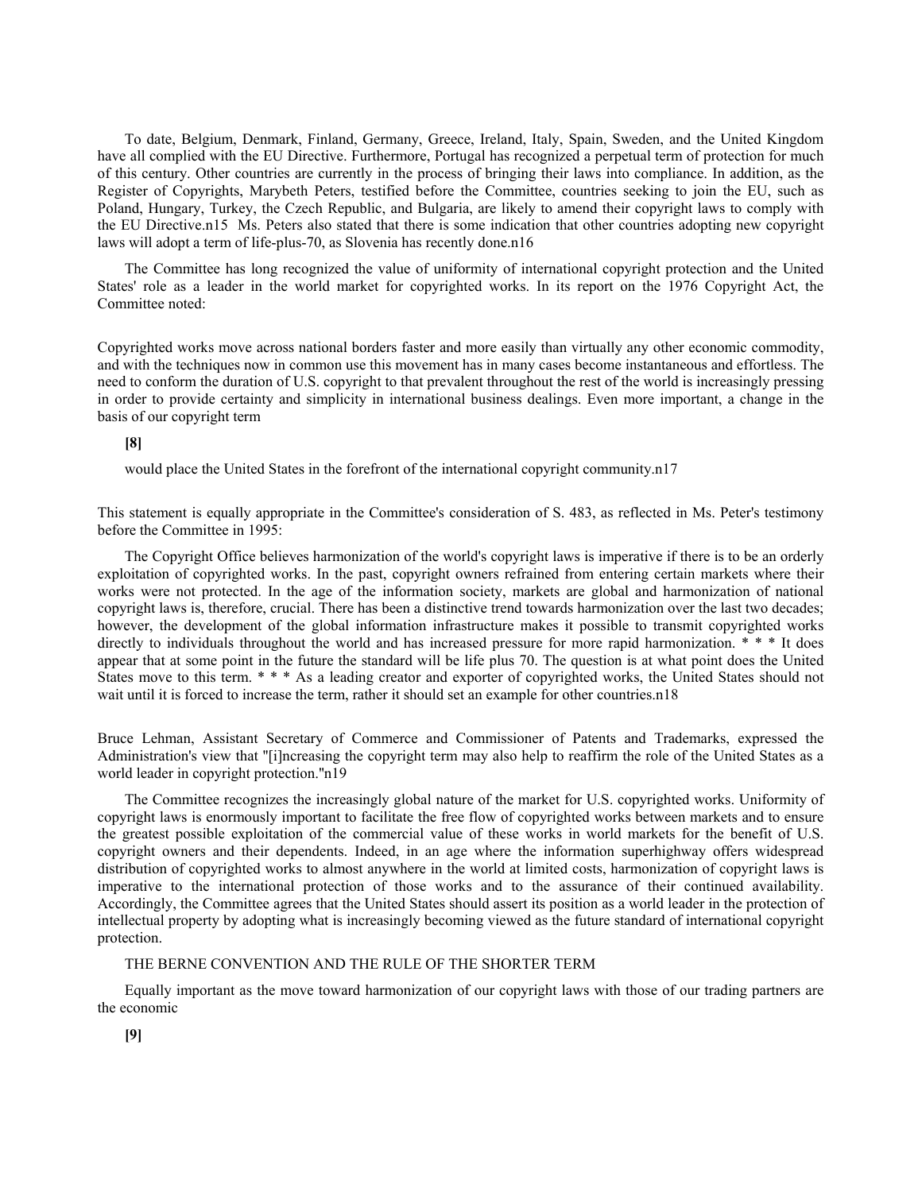To date, Belgium, Denmark, Finland, Germany, Greece, Ireland, Italy, Spain, Sweden, and the United Kingdom have all complied with the EU Directive. Furthermore, Portugal has recognized a perpetual term of protection for much of this century. Other countries are currently in the process of bringing their laws into compliance. In addition, as the Register of Copyrights, Marybeth Peters, testified before the Committee, countries seeking to join the EU, such as Poland, Hungary, Turkey, the Czech Republic, and Bulgaria, are likely to amend their copyright laws to comply with the EU Directive.n15 Ms. Peters also stated that there is some indication that other countries adopting new copyright laws will adopt a term of life-plus-70, as Slovenia has recently done.n16

The Committee has long recognized the value of uniformity of international copyright protection and the United States' role as a leader in the world market for copyrighted works. In its report on the 1976 Copyright Act, the Committee noted:

Copyrighted works move across national borders faster and more easily than virtually any other economic commodity, and with the techniques now in common use this movement has in many cases become instantaneous and effortless. The need to conform the duration of U.S. copyright to that prevalent throughout the rest of the world is increasingly pressing in order to provide certainty and simplicity in international business dealings. Even more important, a change in the basis of our copyright term

**[8]**

would place the United States in the forefront of the international copyright community.n17

This statement is equally appropriate in the Committee's consideration of S. 483, as reflected in Ms. Peter's testimony before the Committee in 1995:

The Copyright Office believes harmonization of the world's copyright laws is imperative if there is to be an orderly exploitation of copyrighted works. In the past, copyright owners refrained from entering certain markets where their works were not protected. In the age of the information society, markets are global and harmonization of national copyright laws is, therefore, crucial. There has been a distinctive trend towards harmonization over the last two decades; however, the development of the global information infrastructure makes it possible to transmit copyrighted works directly to individuals throughout the world and has increased pressure for more rapid harmonization. * * * It does appear that at some point in the future the standard will be life plus 70. The question is at what point does the United States move to this term. * * * As a leading creator and exporter of copyrighted works, the United States should not wait until it is forced to increase the term, rather it should set an example for other countries.n18

Bruce Lehman, Assistant Secretary of Commerce and Commissioner of Patents and Trademarks, expressed the Administration's view that "[i]ncreasing the copyright term may also help to reaffirm the role of the United States as a world leader in copyright protection."n19

The Committee recognizes the increasingly global nature of the market for U.S. copyrighted works. Uniformity of copyright laws is enormously important to facilitate the free flow of copyrighted works between markets and to ensure the greatest possible exploitation of the commercial value of these works in world markets for the benefit of U.S. copyright owners and their dependents. Indeed, in an age where the information superhighway offers widespread distribution of copyrighted works to almost anywhere in the world at limited costs, harmonization of copyright laws is imperative to the international protection of those works and to the assurance of their continued availability. Accordingly, the Committee agrees that the United States should assert its position as a world leader in the protection of intellectual property by adopting what is increasingly becoming viewed as the future standard of international copyright protection.

THE BERNE CONVENTION AND THE RULE OF THE SHORTER TERM

Equally important as the move toward harmonization of our copyright laws with those of our trading partners are the economic

**[9]**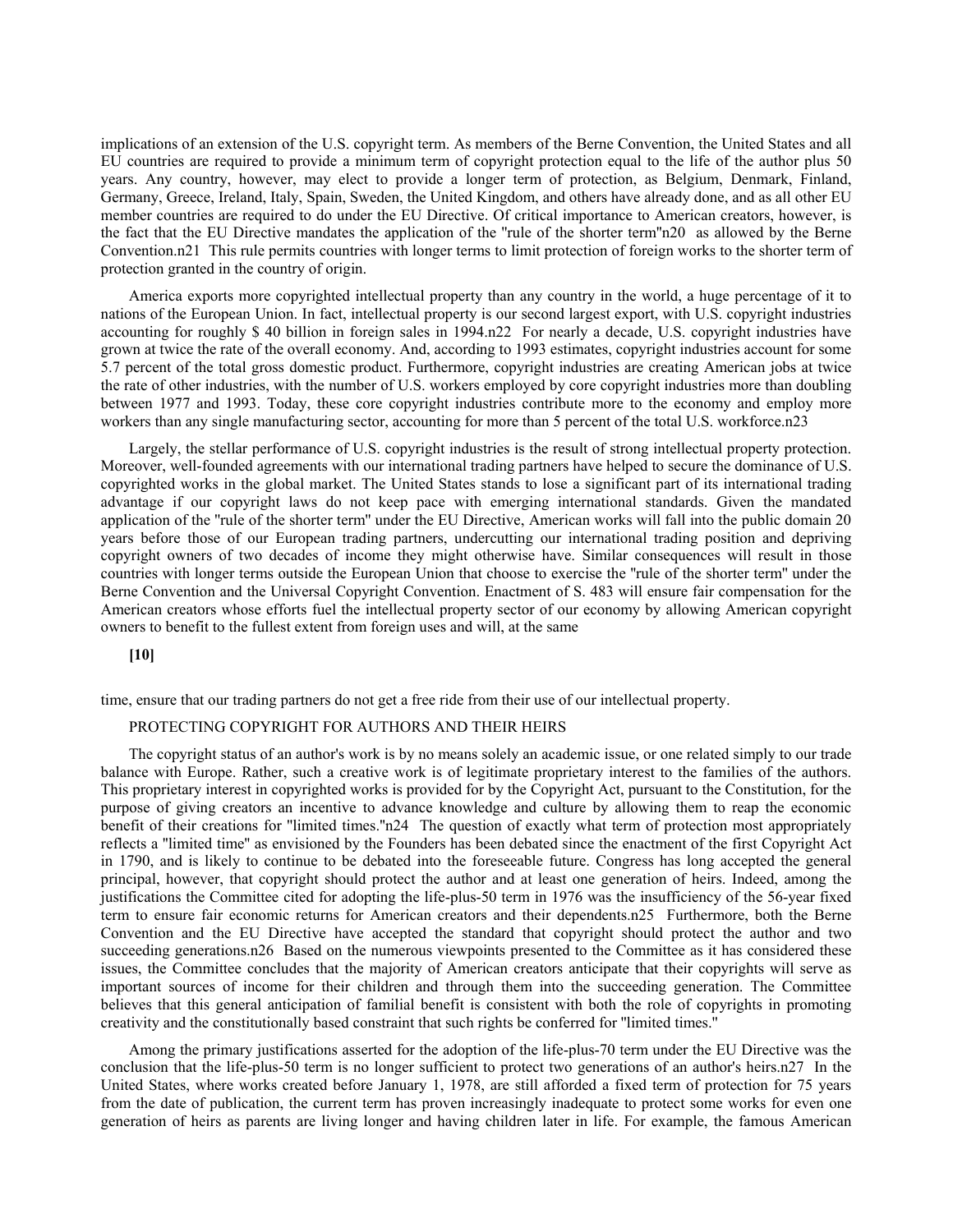implications of an extension of the U.S. copyright term. As members of the Berne Convention, the United States and all EU countries are required to provide a minimum term of copyright protection equal to the life of the author plus 50 years. Any country, however, may elect to provide a longer term of protection, as Belgium, Denmark, Finland, Germany, Greece, Ireland, Italy, Spain, Sweden, the United Kingdom, and others have already done, and as all other EU member countries are required to do under the EU Directive. Of critical importance to American creators, however, is the fact that the EU Directive mandates the application of the "rule of the shorter term"n20 as allowed by the Berne Convention.n21 This rule permits countries with longer terms to limit protection of foreign works to the shorter term of protection granted in the country of origin.

America exports more copyrighted intellectual property than any country in the world, a huge percentage of it to nations of the European Union. In fact, intellectual property is our second largest export, with U.S. copyright industries accounting for roughly $ 40 billion in foreign sales in 1994.n22 For nearly a decade, U.S. copyright industries have grown at twice the rate of the overall economy. And, according to 1993 estimates, copyright industries account for some 5.7 percent of the total gross domestic product. Furthermore, copyright industries are creating American jobs at twice the rate of other industries, with the number of U.S. workers employed by core copyright industries more than doubling between 1977 and 1993. Today, these core copyright industries contribute more to the economy and employ more workers than any single manufacturing sector, accounting for more than 5 percent of the total U.S. workforce.n23

Largely, the stellar performance of U.S. copyright industries is the result of strong intellectual property protection. Moreover, well-founded agreements with our international trading partners have helped to secure the dominance of U.S. copyrighted works in the global market. The United States stands to lose a significant part of its international trading advantage if our copyright laws do not keep pace with emerging international standards. Given the mandated application of the "rule of the shorter term" under the EU Directive, American works will fall into the public domain 20 years before those of our European trading partners, undercutting our international trading position and depriving copyright owners of two decades of income they might otherwise have. Similar consequences will result in those countries with longer terms outside the European Union that choose to exercise the "rule of the shorter term" under the Berne Convention and the Universal Copyright Convention. Enactment of S. 483 will ensure fair compensation for the American creators whose efforts fuel the intellectual property sector of our economy by allowing American copyright owners to benefit to the fullest extent from foreign uses and will, at the same

**[10]**

time, ensure that our trading partners do not get a free ride from their use of our intellectual property.

PROTECTING COPYRIGHT FOR AUTHORS AND THEIR HEIRS

The copyright status of an author's work is by no means solely an academic issue, or one related simply to our trade balance with Europe. Rather, such a creative work is of legitimate proprietary interest to the families of the authors. This proprietary interest in copyrighted works is provided for by the Copyright Act, pursuant to the Constitution, for the purpose of giving creators an incentive to advance knowledge and culture by allowing them to reap the economic benefit of their creations for "limited times."n24 The question of exactly what term of protection most appropriately reflects a "limited time" as envisioned by the Founders has been debated since the enactment of the first Copyright Act in 1790, and is likely to continue to be debated into the foreseeable future. Congress has long accepted the general principal, however, that copyright should protect the author and at least one generation of heirs. Indeed, among the justifications the Committee cited for adopting the life-plus-50 term in 1976 was the insufficiency of the 56-year fixed term to ensure fair economic returns for American creators and their dependents.n25 Furthermore, both the Berne Convention and the EU Directive have accepted the standard that copyright should protect the author and two succeeding generations.n26 Based on the numerous viewpoints presented to the Committee as it has considered these issues, the Committee concludes that the majority of American creators anticipate that their copyrights will serve as important sources of income for their children and through them into the succeeding generation. The Committee believes that this general anticipation of familial benefit is consistent with both the role of copyrights in promoting creativity and the constitutionally based constraint that such rights be conferred for "limited times."

Among the primary justifications asserted for the adoption of the life-plus-70 term under the EU Directive was the conclusion that the life-plus-50 term is no longer sufficient to protect two generations of an author's heirs.n27 In the United States, where works created before January 1, 1978, are still afforded a fixed term of protection for 75 years from the date of publication, the current term has proven increasingly inadequate to protect some works for even one generation of heirs as parents are living longer and having children later in life. For example, the famous American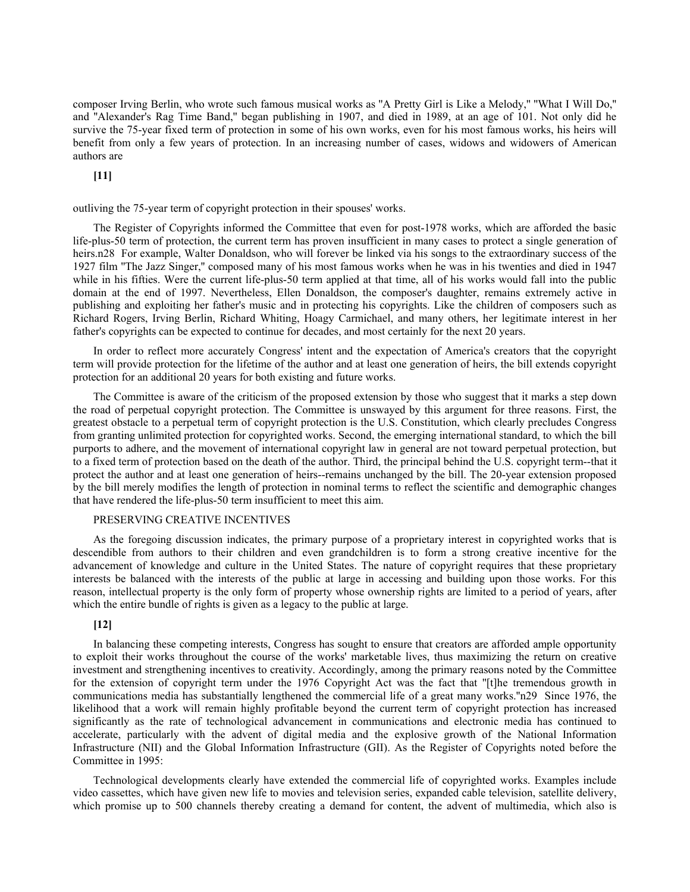composer Irving Berlin, who wrote such famous musical works as "A Pretty Girl is Like a Melody," "What I Will Do," and "Alexander's Rag Time Band," began publishing in 1907, and died in 1989, at an age of 101. Not only did he survive the 75-year fixed term of protection in some of his own works, even for his most famous works, his heirs will benefit from only a few years of protection. In an increasing number of cases, widows and widowers of American authors are

**[11]**

outliving the 75-year term of copyright protection in their spouses' works.

The Register of Copyrights informed the Committee that even for post-1978 works, which are afforded the basic life-plus-50 term of protection, the current term has proven insufficient in many cases to protect a single generation of heirs.n28 For example, Walter Donaldson, who will forever be linked via his songs to the extraordinary success of the 1927 film "The Jazz Singer," composed many of his most famous works when he was in his twenties and died in 1947 while in his fifties. Were the current life-plus-50 term applied at that time, all of his works would fall into the public domain at the end of 1997. Nevertheless, Ellen Donaldson, the composer's daughter, remains extremely active in publishing and exploiting her father's music and in protecting his copyrights. Like the children of composers such as Richard Rogers, Irving Berlin, Richard Whiting, Hoagy Carmichael, and many others, her legitimate interest in her father's copyrights can be expected to continue for decades, and most certainly for the next 20 years.

In order to reflect more accurately Congress' intent and the expectation of America's creators that the copyright term will provide protection for the lifetime of the author and at least one generation of heirs, the bill extends copyright protection for an additional 20 years for both existing and future works.

The Committee is aware of the criticism of the proposed extension by those who suggest that it marks a step down the road of perpetual copyright protection. The Committee is unswayed by this argument for three reasons. First, the greatest obstacle to a perpetual term of copyright protection is the U.S. Constitution, which clearly precludes Congress from granting unlimited protection for copyrighted works. Second, the emerging international standard, to which the bill purports to adhere, and the movement of international copyright law in general are not toward perpetual protection, but to a fixed term of protection based on the death of the author. Third, the principal behind the U.S. copyright term--that it protect the author and at least one generation of heirs--remains unchanged by the bill. The 20-year extension proposed by the bill merely modifies the length of protection in nominal terms to reflect the scientific and demographic changes that have rendered the life-plus-50 term insufficient to meet this aim.

PRESERVING CREATIVE INCENTIVES

As the foregoing discussion indicates, the primary purpose of a proprietary interest in copyrighted works that is descendible from authors to their children and even grandchildren is to form a strong creative incentive for the advancement of knowledge and culture in the United States. The nature of copyright requires that these proprietary interests be balanced with the interests of the public at large in accessing and building upon those works. For this reason, intellectual property is the only form of property whose ownership rights are limited to a period of years, after which the entire bundle of rights is given as a legacy to the public at large.

**[12]**

In balancing these competing interests, Congress has sought to ensure that creators are afforded ample opportunity to exploit their works throughout the course of the works' marketable lives, thus maximizing the return on creative investment and strengthening incentives to creativity. Accordingly, among the primary reasons noted by the Committee for the extension of copyright term under the 1976 Copyright Act was the fact that "[t]he tremendous growth in communications media has substantially lengthened the commercial life of a great many works."n29 Since 1976, the likelihood that a work will remain highly profitable beyond the current term of copyright protection has increased significantly as the rate of technological advancement in communications and electronic media has continued to accelerate, particularly with the advent of digital media and the explosive growth of the National Information Infrastructure (NII) and the Global Information Infrastructure (GII). As the Register of Copyrights noted before the Committee in 1995:

Technological developments clearly have extended the commercial life of copyrighted works. Examples include video cassettes, which have given new life to movies and television series, expanded cable television, satellite delivery, which promise up to 500 channels thereby creating a demand for content, the advent of multimedia, which also is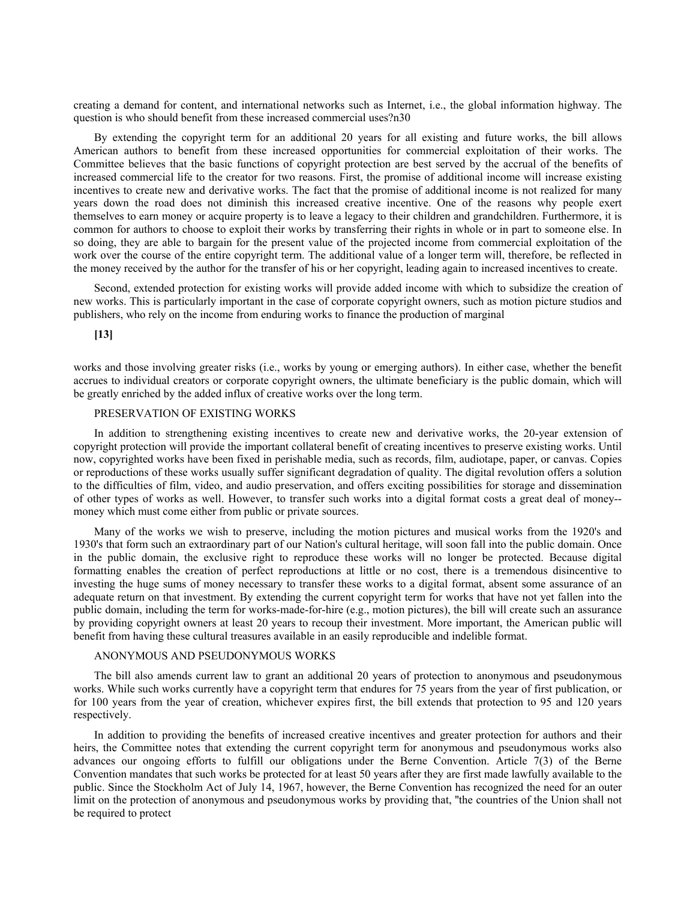creating a demand for content, and international networks such as Internet, i.e., the global information highway. The question is who should benefit from these increased commercial uses?n30

By extending the copyright term for an additional 20 years for all existing and future works, the bill allows American authors to benefit from these increased opportunities for commercial exploitation of their works. The Committee believes that the basic functions of copyright protection are best served by the accrual of the benefits of increased commercial life to the creator for two reasons. First, the promise of additional income will increase existing incentives to create new and derivative works. The fact that the promise of additional income is not realized for many years down the road does not diminish this increased creative incentive. One of the reasons why people exert themselves to earn money or acquire property is to leave a legacy to their children and grandchildren. Furthermore, it is common for authors to choose to exploit their works by transferring their rights in whole or in part to someone else. In so doing, they are able to bargain for the present value of the projected income from commercial exploitation of the work over the course of the entire copyright term. The additional value of a longer term will, therefore, be reflected in the money received by the author for the transfer of his or her copyright, leading again to increased incentives to create.

Second, extended protection for existing works will provide added income with which to subsidize the creation of new works. This is particularly important in the case of corporate copyright owners, such as motion picture studios and publishers, who rely on the income from enduring works to finance the production of marginal

**[13]**

works and those involving greater risks (i.e., works by young or emerging authors). In either case, whether the benefit accrues to individual creators or corporate copyright owners, the ultimate beneficiary is the public domain, which will be greatly enriched by the added influx of creative works over the long term.

PRESERVATION OF EXISTING WORKS

In addition to strengthening existing incentives to create new and derivative works, the 20-year extension of copyright protection will provide the important collateral benefit of creating incentives to preserve existing works. Until now, copyrighted works have been fixed in perishable media, such as records, film, audiotape, paper, or canvas. Copies or reproductions of these works usually suffer significant degradation of quality. The digital revolution offers a solution to the difficulties of film, video, and audio preservation, and offers exciting possibilities for storage and dissemination of other types of works as well. However, to transfer such works into a digital format costs a great deal of money--money which must come either from public or private sources.

Many of the works we wish to preserve, including the motion pictures and musical works from the 1920's and 1930's that form such an extraordinary part of our Nation's cultural heritage, will soon fall into the public domain. Once in the public domain, the exclusive right to reproduce these works will no longer be protected. Because digital formatting enables the creation of perfect reproductions at little or no cost, there is a tremendous disincentive to investing the huge sums of money necessary to transfer these works to a digital format, absent some assurance of an adequate return on that investment. By extending the current copyright term for works that have not yet fallen into the public domain, including the term for works-made-for-hire (e.g., motion pictures), the bill will create such an assurance by providing copyright owners at least 20 years to recoup their investment. More important, the American public will benefit from having these cultural treasures available in an easily reproducible and indelible format.

ANONYMOUS AND PSEUDONYMOUS WORKS

The bill also amends current law to grant an additional 20 years of protection to anonymous and pseudonymous works. While such works currently have a copyright term that endures for 75 years from the year of first publication, or for 100 years from the year of creation, whichever expires first, the bill extends that protection to 95 and 120 years respectively.

In addition to providing the benefits of increased creative incentives and greater protection for authors and their heirs, the Committee notes that extending the current copyright term for anonymous and pseudonymous works also advances our ongoing efforts to fulfill our obligations under the Berne Convention. Article 7(3) of the Berne Convention mandates that such works be protected for at least 50 years after they are first made lawfully available to the public. Since the Stockholm Act of July 14, 1967, however, the Berne Convention has recognized the need for an outer limit on the protection of anonymous and pseudonymous works by providing that, "the countries of the Union shall not be required to protect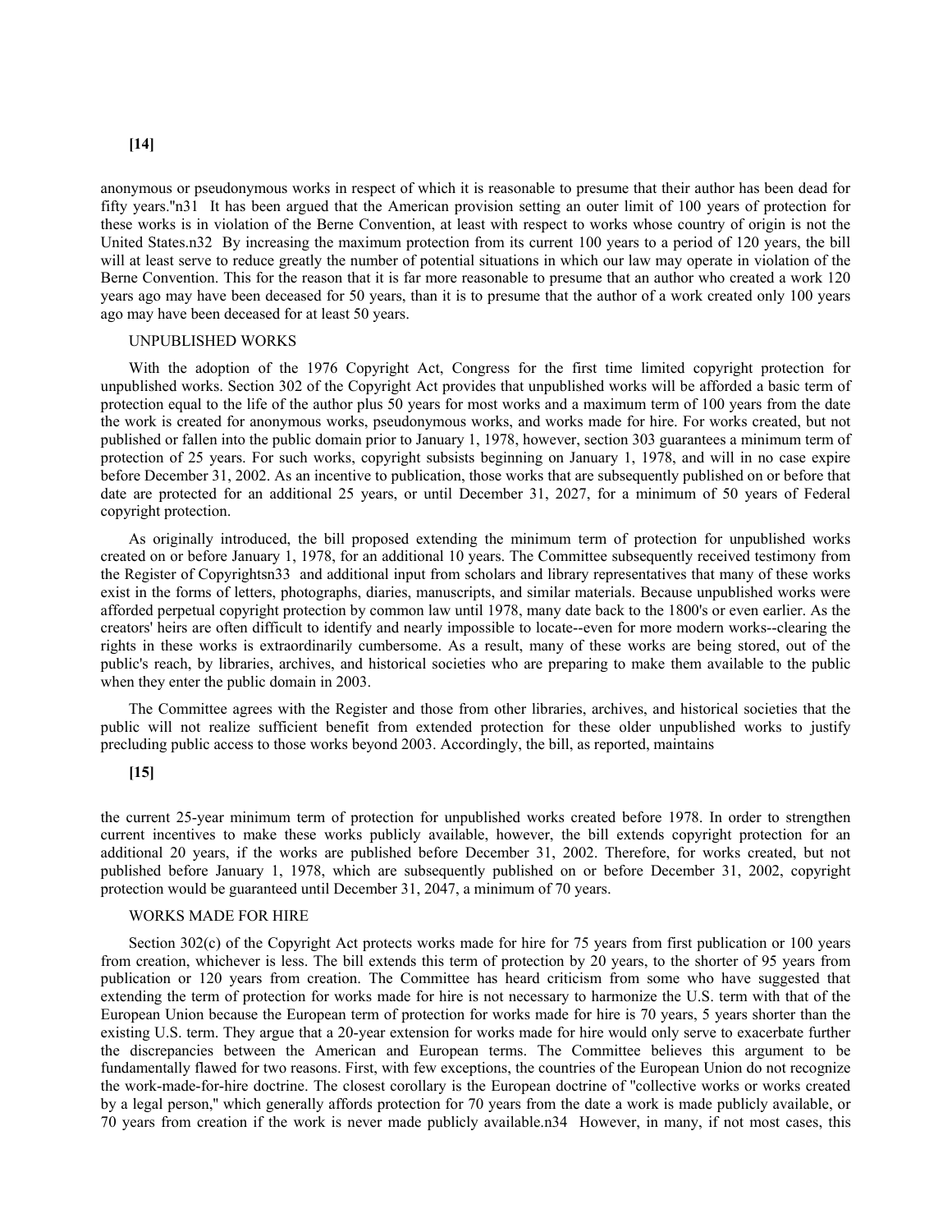**[14]**

anonymous or pseudonymous works in respect of which it is reasonable to presume that their author has been dead for fifty years."n31 It has been argued that the American provision setting an outer limit of 100 years of protection for these works is in violation of the Berne Convention, at least with respect to works whose country of origin is not the United States.n32 By increasing the maximum protection from its current 100 years to a period of 120 years, the bill will at least serve to reduce greatly the number of potential situations in which our law may operate in violation of the Berne Convention. This for the reason that it is far more reasonable to presume that an author who created a work 120 years ago may have been deceased for 50 years, than it is to presume that the author of a work created only 100 years ago may have been deceased for at least 50 years.

UNPUBLISHED WORKS

With the adoption of the 1976 Copyright Act, Congress for the first time limited copyright protection for unpublished works. Section 302 of the Copyright Act provides that unpublished works will be afforded a basic term of protection equal to the life of the author plus 50 years for most works and a maximum term of 100 years from the date the work is created for anonymous works, pseudonymous works, and works made for hire. For works created, but not published or fallen into the public domain prior to January 1, 1978, however, section 303 guarantees a minimum term of protection of 25 years. For such works, copyright subsists beginning on January 1, 1978, and will in no case expire before December 31, 2002. As an incentive to publication, those works that are subsequently published on or before that date are protected for an additional 25 years, or until December 31, 2027, for a minimum of 50 years of Federal copyright protection.

As originally introduced, the bill proposed extending the minimum term of protection for unpublished works created on or before January 1, 1978, for an additional 10 years. The Committee subsequently received testimony from the Register of Copyrightsn33 and additional input from scholars and library representatives that many of these works exist in the forms of letters, photographs, diaries, manuscripts, and similar materials. Because unpublished works were afforded perpetual copyright protection by common law until 1978, many date back to the 1800's or even earlier. As the creators' heirs are often difficult to identify and nearly impossible to locate--even for more modern works--clearing the rights in these works is extraordinarily cumbersome. As a result, many of these works are being stored, out of the public's reach, by libraries, archives, and historical societies who are preparing to make them available to the public when they enter the public domain in 2003.

The Committee agrees with the Register and those from other libraries, archives, and historical societies that the public will not realize sufficient benefit from extended protection for these older unpublished works to justify precluding public access to those works beyond 2003. Accordingly, the bill, as reported, maintains

**[15]**

the current 25-year minimum term of protection for unpublished works created before 1978. In order to strengthen current incentives to make these works publicly available, however, the bill extends copyright protection for an additional 20 years, if the works are published before December 31, 2002. Therefore, for works created, but not published before January 1, 1978, which are subsequently published on or before December 31, 2002, copyright protection would be guaranteed until December 31, 2047, a minimum of 70 years.

WORKS MADE FOR HIRE

Section 302(c) of the Copyright Act protects works made for hire for 75 years from first publication or 100 years from creation, whichever is less. The bill extends this term of protection by 20 years, to the shorter of 95 years from publication or 120 years from creation. The Committee has heard criticism from some who have suggested that extending the term of protection for works made for hire is not necessary to harmonize the U.S. term with that of the European Union because the European term of protection for works made for hire is 70 years, 5 years shorter than the existing U.S. term. They argue that a 20-year extension for works made for hire would only serve to exacerbate further the discrepancies between the American and European terms. The Committee believes this argument to be fundamentally flawed for two reasons. First, with few exceptions, the countries of the European Union do not recognize the work-made-for-hire doctrine. The closest corollary is the European doctrine of "collective works or works created by a legal person," which generally affords protection for 70 years from the date a work is made publicly available, or 70 years from creation if the work is never made publicly available.n34 However, in many, if not most cases, this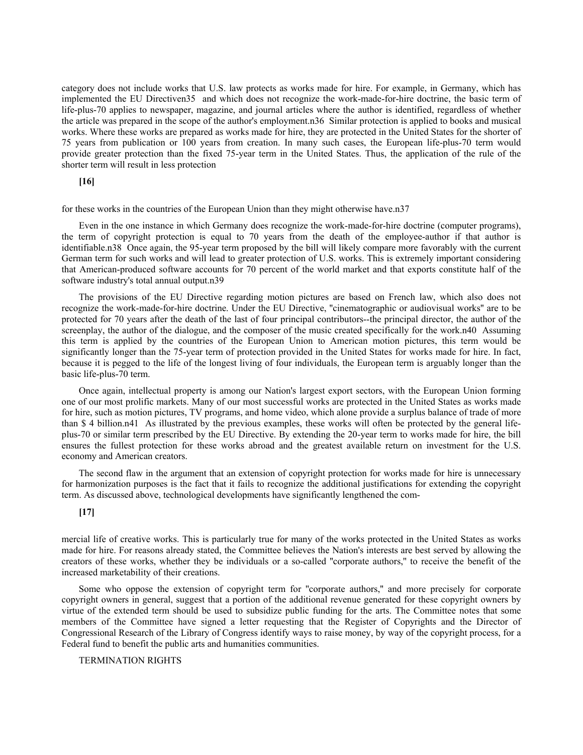category does not include works that U.S. law protects as works made for hire. For example, in Germany, which has implemented the EU Directiven35 and which does not recognize the work-made-for-hire doctrine, the basic term of life-plus-70 applies to newspaper, magazine, and journal articles where the author is identified, regardless of whether the article was prepared in the scope of the author's employment.n36 Similar protection is applied to books and musical works. Where these works are prepared as works made for hire, they are protected in the United States for the shorter of 75 years from publication or 100 years from creation. In many such cases, the European life-plus-70 term would provide greater protection than the fixed 75-year term in the United States. Thus, the application of the rule of the shorter term will result in less protection

**[16]**

for these works in the countries of the European Union than they might otherwise have.n37

Even in the one instance in which Germany does recognize the work-made-for-hire doctrine (computer programs), the term of copyright protection is equal to 70 years from the death of the employee-author if that author is identifiable.n38 Once again, the 95-year term proposed by the bill will likely compare more favorably with the current German term for such works and will lead to greater protection of U.S. works. This is extremely important considering that American-produced software accounts for 70 percent of the world market and that exports constitute half of the software industry's total annual output.n39

The provisions of the EU Directive regarding motion pictures are based on French law, which also does not recognize the work-made-for-hire doctrine. Under the EU Directive, "cinematographic or audiovisual works" are to be protected for 70 years after the death of the last of four principal contributors--the principal director, the author of the screenplay, the author of the dialogue, and the composer of the music created specifically for the work.n40 Assuming this term is applied by the countries of the European Union to American motion pictures, this term would be significantly longer than the 75-year term of protection provided in the United States for works made for hire. In fact, because it is pegged to the life of the longest living of four individuals, the European term is arguably longer than the basic life-plus-70 term.

Once again, intellectual property is among our Nation's largest export sectors, with the European Union forming one of our most prolific markets. Many of our most successful works are protected in the United States as works made for hire, such as motion pictures, TV programs, and home video, which alone provide a surplus balance of trade of more than $ 4 billion.n41 As illustrated by the previous examples, these works will often be protected by the general life-plus-70 or similar term prescribed by the EU Directive. By extending the 20-year term to works made for hire, the bill ensures the fullest protection for these works abroad and the greatest available return on investment for the U.S. economy and American creators.

The second flaw in the argument that an extension of copyright protection for works made for hire is unnecessary for harmonization purposes is the fact that it fails to recognize the additional justifications for extending the copyright term. As discussed above, technological developments have significantly lengthened the com-

**[17]**

mercial life of creative works. This is particularly true for many of the works protected in the United States as works made for hire. For reasons already stated, the Committee believes the Nation's interests are best served by allowing the creators of these works, whether they be individuals or a so-called "corporate authors," to receive the benefit of the increased marketability of their creations.

Some who oppose the extension of copyright term for "corporate authors," and more precisely for corporate copyright owners in general, suggest that a portion of the additional revenue generated for these copyright owners by virtue of the extended term should be used to subsidize public funding for the arts. The Committee notes that some members of the Committee have signed a letter requesting that the Register of Copyrights and the Director of Congressional Research of the Library of Congress identify ways to raise money, by way of the copyright process, for a Federal fund to benefit the public arts and humanities communities.

TERMINATION RIGHTS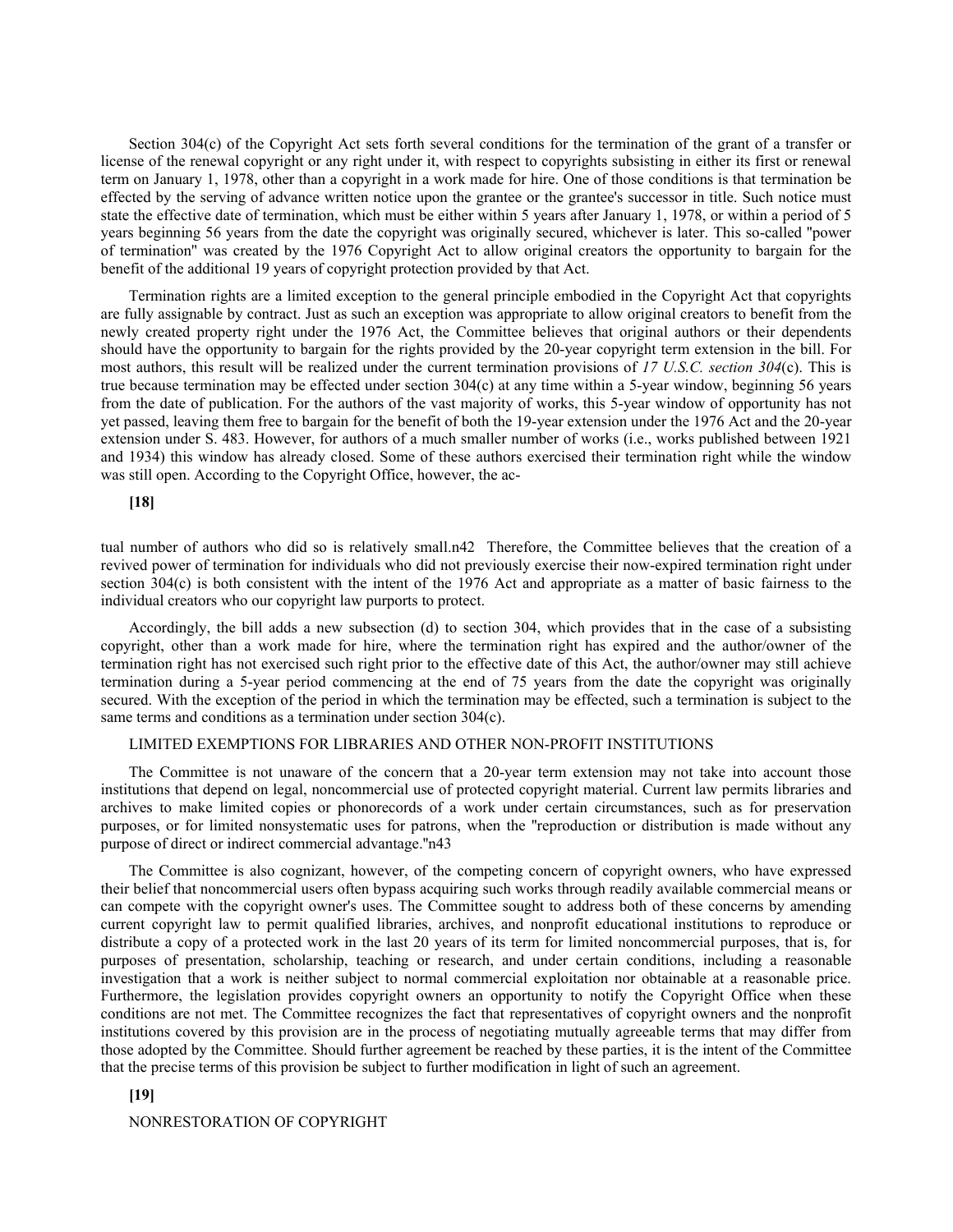Section 304(c) of the Copyright Act sets forth several conditions for the termination of the grant of a transfer or license of the renewal copyright or any right under it, with respect to copyrights subsisting in either its first or renewal term on January 1, 1978, other than a copyright in a work made for hire. One of those conditions is that termination be effected by the serving of advance written notice upon the grantee or the grantee's successor in title. Such notice must state the effective date of termination, which must be either within 5 years after January 1, 1978, or within a period of 5 years beginning 56 years from the date the copyright was originally secured, whichever is later. This so-called "power of termination" was created by the 1976 Copyright Act to allow original creators the opportunity to bargain for the benefit of the additional 19 years of copyright protection provided by that Act.

Termination rights are a limited exception to the general principle embodied in the Copyright Act that copyrights are fully assignable by contract. Just as such an exception was appropriate to allow original creators to benefit from the newly created property right under the 1976 Act, the Committee believes that original authors or their dependents should have the opportunity to bargain for the rights provided by the 20-year copyright term extension in the bill. For most authors, this result will be realized under the current termination provisions of *17 U.S.C. section 304*(c). This is true because termination may be effected under section 304(c) at any time within a 5-year window, beginning 56 years from the date of publication. For the authors of the vast majority of works, this 5-year window of opportunity has not yet passed, leaving them free to bargain for the benefit of both the 19-year extension under the 1976 Act and the 20-year extension under S. 483. However, for authors of a much smaller number of works (i.e., works published between 1921 and 1934) this window has already closed. Some of these authors exercised their termination right while the window was still open. According to the Copyright Office, however, the ac-

**[18]**

tual number of authors who did so is relatively small.n42 Therefore, the Committee believes that the creation of a revived power of termination for individuals who did not previously exercise their now-expired termination right under section 304(c) is both consistent with the intent of the 1976 Act and appropriate as a matter of basic fairness to the individual creators who our copyright law purports to protect.

Accordingly, the bill adds a new subsection (d) to section 304, which provides that in the case of a subsisting copyright, other than a work made for hire, where the termination right has expired and the author/owner of the termination right has not exercised such right prior to the effective date of this Act, the author/owner may still achieve termination during a 5-year period commencing at the end of 75 years from the date the copyright was originally secured. With the exception of the period in which the termination may be effected, such a termination is subject to the same terms and conditions as a termination under section 304(c).

LIMITED EXEMPTIONS FOR LIBRARIES AND OTHER NON-PROFIT INSTITUTIONS

The Committee is not unaware of the concern that a 20-year term extension may not take into account those institutions that depend on legal, noncommercial use of protected copyright material. Current law permits libraries and archives to make limited copies or phonorecords of a work under certain circumstances, such as for preservation purposes, or for limited nonsystematic uses for patrons, when the "reproduction or distribution is made without any purpose of direct or indirect commercial advantage."n43

The Committee is also cognizant, however, of the competing concern of copyright owners, who have expressed their belief that noncommercial users often bypass acquiring such works through readily available commercial means or can compete with the copyright owner's uses. The Committee sought to address both of these concerns by amending current copyright law to permit qualified libraries, archives, and nonprofit educational institutions to reproduce or distribute a copy of a protected work in the last 20 years of its term for limited noncommercial purposes, that is, for purposes of presentation, scholarship, teaching or research, and under certain conditions, including a reasonable investigation that a work is neither subject to normal commercial exploitation nor obtainable at a reasonable price. Furthermore, the legislation provides copyright owners an opportunity to notify the Copyright Office when these conditions are not met. The Committee recognizes the fact that representatives of copyright owners and the nonprofit institutions covered by this provision are in the process of negotiating mutually agreeable terms that may differ from those adopted by the Committee. Should further agreement be reached by these parties, it is the intent of the Committee that the precise terms of this provision be subject to further modification in light of such an agreement.

**[19]**

NONRESTORATION OF COPYRIGHT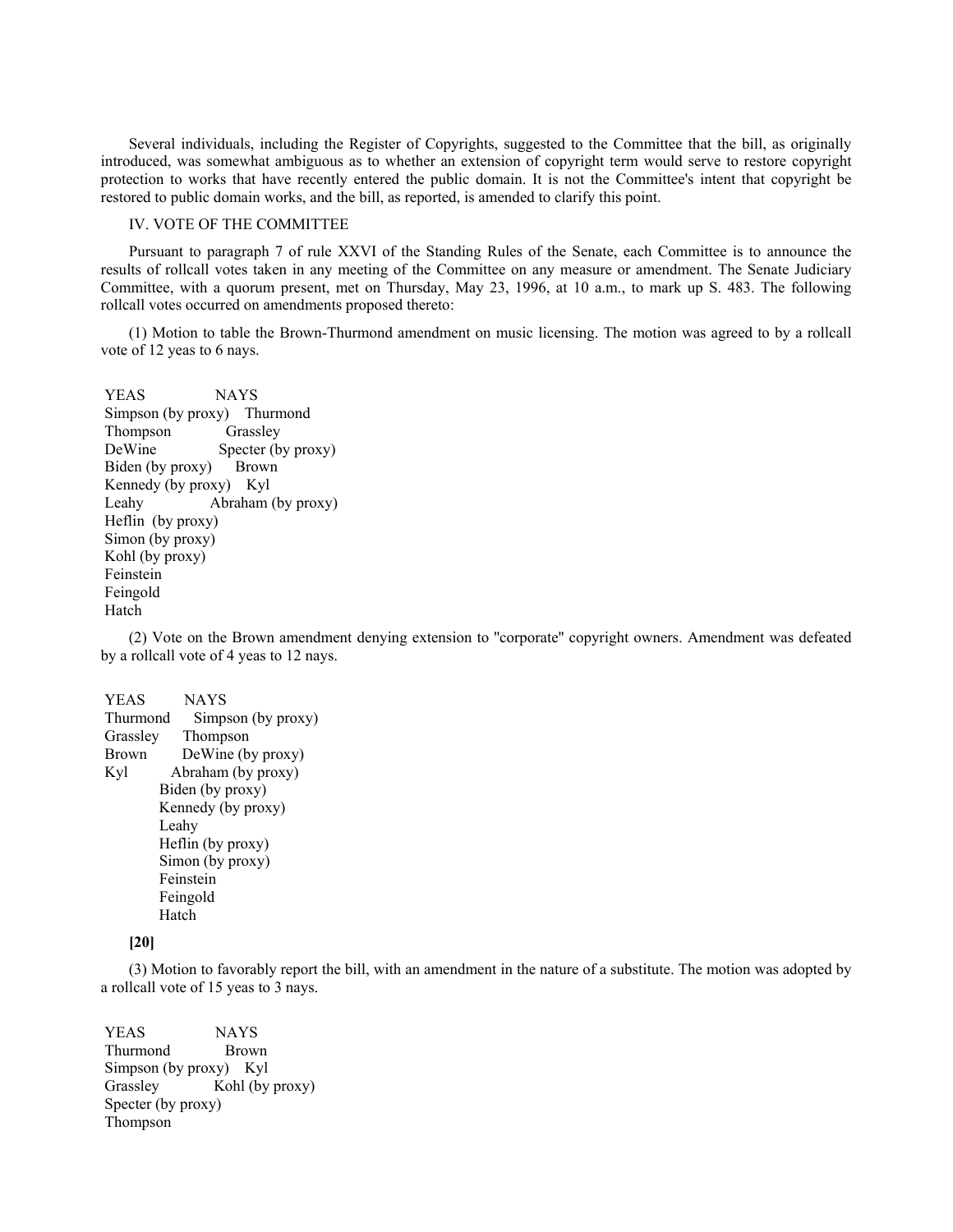Several individuals, including the Register of Copyrights, suggested to the Committee that the bill, as originally introduced, was somewhat ambiguous as to whether an extension of copyright term would serve to restore copyright protection to works that have recently entered the public domain. It is not the Committee's intent that copyright be restored to public domain works, and the bill, as reported, is amended to clarify this point.

## IV. VOTE OF THE COMMITTEE

Pursuant to paragraph 7 of rule XXVI of the Standing Rules of the Senate, each Committee is to announce the results of rollcall votes taken in any meeting of the Committee on any measure or amendment. The Senate Judiciary Committee, with a quorum present, met on Thursday, May 23, 1996, at 10 a.m., to mark up S. 483. The following rollcall votes occurred on amendments proposed thereto:

(1) Motion to table the Brown-Thurmond amendment on music licensing. The motion was agreed to by a rollcall vote of 12 yeas to 6 nays.

| YEAS | NAYS |
| --- | --- |
| Simpson (by proxy) | Thurmond |
| Thompson | Grassley |
| DeWine | Specter (by proxy) |
| Biden (by proxy) | Brown |
| Kennedy (by proxy) | Kyl |
| Leahy | Abraham (by proxy) |
| Heflin (by proxy) | |
| Simon (by proxy) | |
| Kohl (by proxy) | |
| Feinstein | |
| Feingold | |
| Hatch | |

(2) Vote on the Brown amendment denying extension to "corporate" copyright owners. Amendment was defeated by a rollcall vote of 4 yeas to 12 nays.

| YEAS | NAYS |
| --- | --- |
| Thurmond | Simpson (by proxy) |
| Grassley | Thompson |
| Brown | DeWine (by proxy) |
| Kyl | Abraham (by proxy) |
| | Biden (by proxy) |
| | Kennedy (by proxy) |
| | Leahy |
| | Heflin (by proxy) |
| | Simon (by proxy) |
| | Feinstein |
| | Feingold |
| | Hatch |

**[20]**

(3) Motion to favorably report the bill, with an amendment in the nature of a substitute. The motion was adopted by a rollcall vote of 15 yeas to 3 nays.

| YEAS | NAYS |
| --- | --- |
| Thurmond | Brown |
| Simpson (by proxy) | Kyl |
| Grassley | Kohl (by proxy) |
| Specter (by proxy) | |
| Thompson | |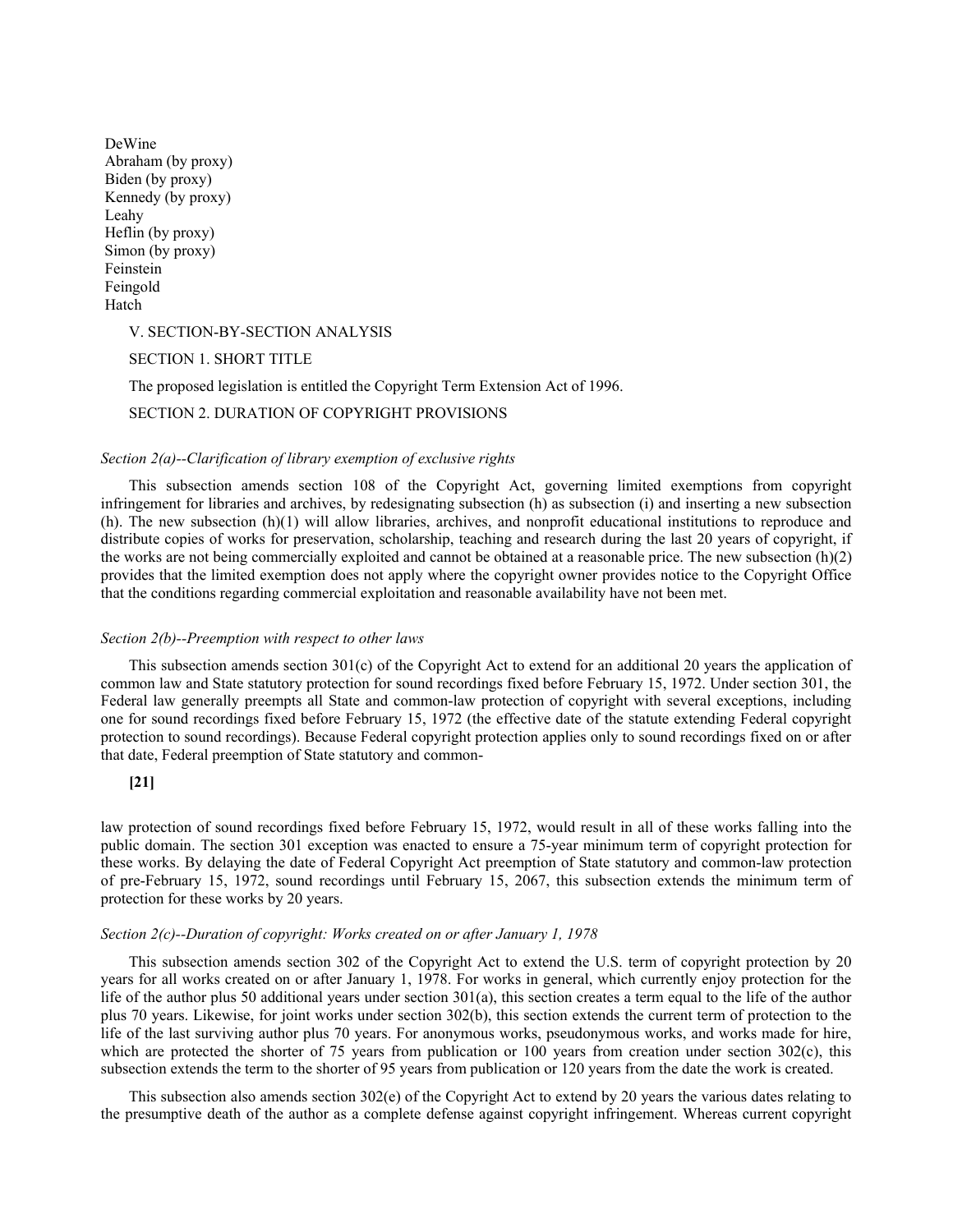DeWine
Abraham (by proxy)
Biden (by proxy)
Kennedy (by proxy)
Leahy
Heflin (by proxy)
Simon (by proxy)
Feinstein
Feingold
Hatch

## V. SECTION-BY-SECTION ANALYSIS

### SECTION 1. SHORT TITLE

The proposed legislation is entitled the Copyright Term Extension Act of 1996.

### SECTION 2. DURATION OF COPYRIGHT PROVISIONS

*Section 2(a)--Clarification of library exemption of exclusive rights*

This subsection amends section 108 of the Copyright Act, governing limited exemptions from copyright infringement for libraries and archives, by redesignating subsection (h) as subsection (i) and inserting a new subsection (h). The new subsection (h)(1) will allow libraries, archives, and nonprofit educational institutions to reproduce and distribute copies of works for preservation, scholarship, teaching and research during the last 20 years of copyright, if the works are not being commercially exploited and cannot be obtained at a reasonable price. The new subsection (h)(2) provides that the limited exemption does not apply where the copyright owner provides notice to the Copyright Office that the conditions regarding commercial exploitation and reasonable availability have not been met.

*Section 2(b)--Preemption with respect to other laws*

This subsection amends section 301(c) of the Copyright Act to extend for an additional 20 years the application of common law and State statutory protection for sound recordings fixed before February 15, 1972. Under section 301, the Federal law generally preempts all State and common-law protection of copyright with several exceptions, including one for sound recordings fixed before February 15, 1972 (the effective date of the statute extending Federal copyright protection to sound recordings). Because Federal copyright protection applies only to sound recordings fixed on or after that date, Federal preemption of State statutory and common-

**[21]**

law protection of sound recordings fixed before February 15, 1972, would result in all of these works falling into the public domain. The section 301 exception was enacted to ensure a 75-year minimum term of copyright protection for these works. By delaying the date of Federal Copyright Act preemption of State statutory and common-law protection of pre-February 15, 1972, sound recordings until February 15, 2067, this subsection extends the minimum term of protection for these works by 20 years.

*Section 2(c)--Duration of copyright: Works created on or after January 1, 1978*

This subsection amends section 302 of the Copyright Act to extend the U.S. term of copyright protection by 20 years for all works created on or after January 1, 1978. For works in general, which currently enjoy protection for the life of the author plus 50 additional years under section 301(a), this section creates a term equal to the life of the author plus 70 years. Likewise, for joint works under section 302(b), this section extends the current term of protection to the life of the last surviving author plus 70 years. For anonymous works, pseudonymous works, and works made for hire, which are protected the shorter of 75 years from publication or 100 years from creation under section 302(c), this subsection extends the term to the shorter of 95 years from publication or 120 years from the date the work is created.

This subsection also amends section 302(e) of the Copyright Act to extend by 20 years the various dates relating to the presumptive death of the author as a complete defense against copyright infringement. Whereas current copyright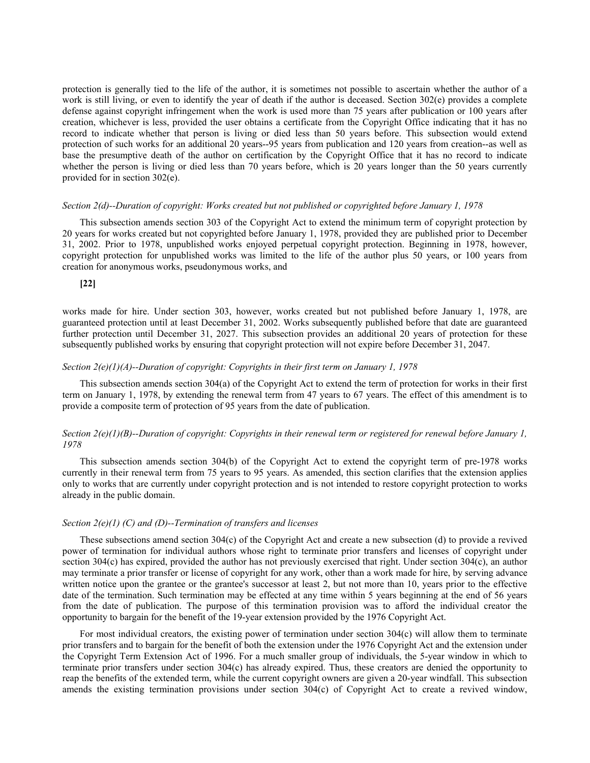protection is generally tied to the life of the author, it is sometimes not possible to ascertain whether the author of a work is still living, or even to identify the year of death if the author is deceased. Section 302(e) provides a complete defense against copyright infringement when the work is used more than 75 years after publication or 100 years after creation, whichever is less, provided the user obtains a certificate from the Copyright Office indicating that it has no record to indicate whether that person is living or died less than 50 years before. This subsection would extend protection of such works for an additional 20 years--95 years from publication and 120 years from creation--as well as base the presumptive death of the author on certification by the Copyright Office that it has no record to indicate whether the person is living or died less than 70 years before, which is 20 years longer than the 50 years currently provided for in section 302(e).

*Section 2(d)--Duration of copyright: Works created but not published or copyrighted before January 1, 1978*

This subsection amends section 303 of the Copyright Act to extend the minimum term of copyright protection by 20 years for works created but not copyrighted before January 1, 1978, provided they are published prior to December 31, 2002. Prior to 1978, unpublished works enjoyed perpetual copyright protection. Beginning in 1978, however, copyright protection for unpublished works was limited to the life of the author plus 50 years, or 100 years from creation for anonymous works, pseudonymous works, and

**[22]**

works made for hire. Under section 303, however, works created but not published before January 1, 1978, are guaranteed protection until at least December 31, 2002. Works subsequently published before that date are guaranteed further protection until December 31, 2027. This subsection provides an additional 20 years of protection for these subsequently published works by ensuring that copyright protection will not expire before December 31, 2047.

*Section 2(e)(1)(A)--Duration of copyright: Copyrights in their first term on January 1, 1978*

This subsection amends section 304(a) of the Copyright Act to extend the term of protection for works in their first term on January 1, 1978, by extending the renewal term from 47 years to 67 years. The effect of this amendment is to provide a composite term of protection of 95 years from the date of publication.

*Section 2(e)(1)(B)--Duration of copyright: Copyrights in their renewal term or registered for renewal before January 1, 1978*

This subsection amends section 304(b) of the Copyright Act to extend the copyright term of pre-1978 works currently in their renewal term from 75 years to 95 years. As amended, this section clarifies that the extension applies only to works that are currently under copyright protection and is not intended to restore copyright protection to works already in the public domain.

*Section 2(e)(1) (C) and (D)--Termination of transfers and licenses*

These subsections amend section 304(c) of the Copyright Act and create a new subsection (d) to provide a revived power of termination for individual authors whose right to terminate prior transfers and licenses of copyright under section 304(c) has expired, provided the author has not previously exercised that right. Under section 304(c), an author may terminate a prior transfer or license of copyright for any work, other than a work made for hire, by serving advance written notice upon the grantee or the grantee's successor at least 2, but not more than 10, years prior to the effective date of the termination. Such termination may be effected at any time within 5 years beginning at the end of 56 years from the date of publication. The purpose of this termination provision was to afford the individual creator the opportunity to bargain for the benefit of the 19-year extension provided by the 1976 Copyright Act.

For most individual creators, the existing power of termination under section 304(c) will allow them to terminate prior transfers and to bargain for the benefit of both the extension under the 1976 Copyright Act and the extension under the Copyright Term Extension Act of 1996. For a much smaller group of individuals, the 5-year window in which to terminate prior transfers under section 304(c) has already expired. Thus, these creators are denied the opportunity to reap the benefits of the extended term, while the current copyright owners are given a 20-year windfall. This subsection amends the existing termination provisions under section 304(c) of Copyright Act to create a revived window,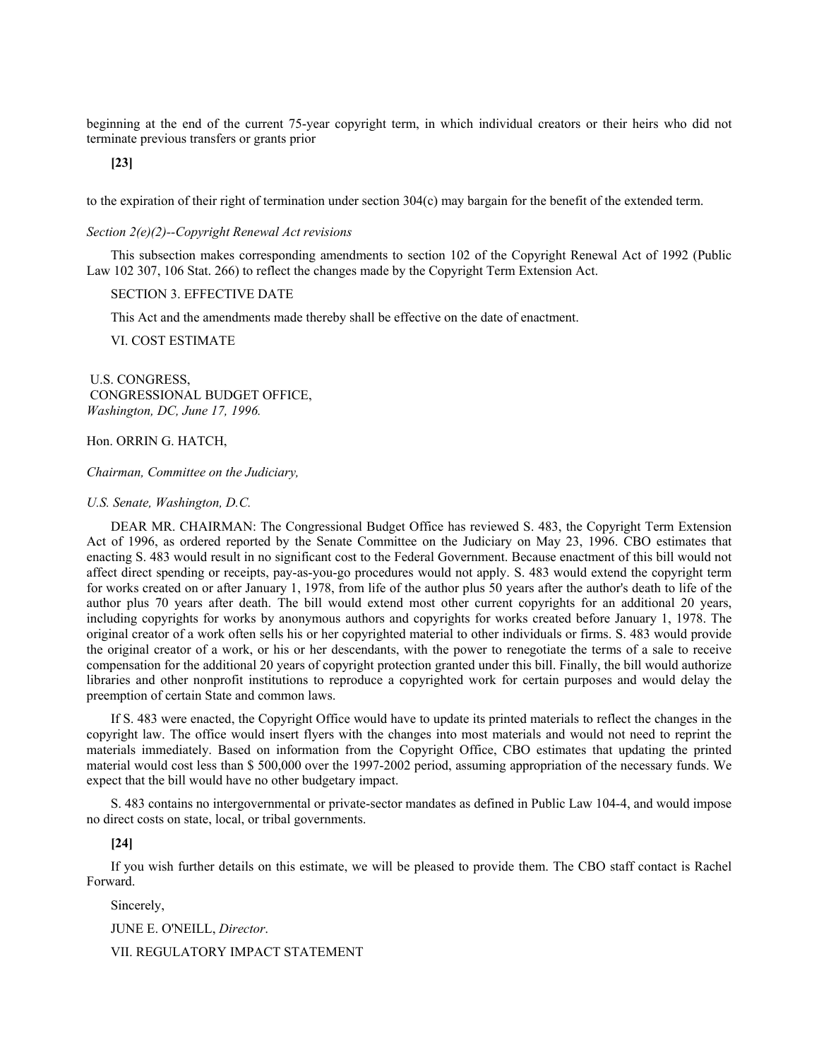beginning at the end of the current 75-year copyright term, in which individual creators or their heirs who did not terminate previous transfers or grants prior

**[23]**

to the expiration of their right of termination under section 304(c) may bargain for the benefit of the extended term.

*Section 2(e)(2)--Copyright Renewal Act revisions*

This subsection makes corresponding amendments to section 102 of the Copyright Renewal Act of 1992 (Public Law 102 307, 106 Stat. 266) to reflect the changes made by the Copyright Term Extension Act.

SECTION 3. EFFECTIVE DATE

This Act and the amendments made thereby shall be effective on the date of enactment.

VI. COST ESTIMATE

U.S. CONGRESS,
CONGRESSIONAL BUDGET OFFICE,
*Washington, DC, June 17, 1996.*

Hon. ORRIN G. HATCH,

*Chairman, Committee on the Judiciary,*

*U.S. Senate, Washington, D.C.*

DEAR MR. CHAIRMAN: The Congressional Budget Office has reviewed S. 483, the Copyright Term Extension Act of 1996, as ordered reported by the Senate Committee on the Judiciary on May 23, 1996. CBO estimates that enacting S. 483 would result in no significant cost to the Federal Government. Because enactment of this bill would not affect direct spending or receipts, pay-as-you-go procedures would not apply. S. 483 would extend the copyright term for works created on or after January 1, 1978, from life of the author plus 50 years after the author's death to life of the author plus 70 years after death. The bill would extend most other current copyrights for an additional 20 years, including copyrights for works by anonymous authors and copyrights for works created before January 1, 1978. The original creator of a work often sells his or her copyrighted material to other individuals or firms. S. 483 would provide the original creator of a work, or his or her descendants, with the power to renegotiate the terms of a sale to receive compensation for the additional 20 years of copyright protection granted under this bill. Finally, the bill would authorize libraries and other nonprofit institutions to reproduce a copyrighted work for certain purposes and would delay the preemption of certain State and common laws.

If S. 483 were enacted, the Copyright Office would have to update its printed materials to reflect the changes in the copyright law. The office would insert flyers with the changes into most materials and would not need to reprint the materials immediately. Based on information from the Copyright Office, CBO estimates that updating the printed material would cost less than $ 500,000 over the 1997-2002 period, assuming appropriation of the necessary funds. We expect that the bill would have no other budgetary impact.

S. 483 contains no intergovernmental or private-sector mandates as defined in Public Law 104-4, and would impose no direct costs on state, local, or tribal governments.

**[24]**

If you wish further details on this estimate, we will be pleased to provide them. The CBO staff contact is Rachel Forward.

Sincerely,

JUNE E. O'NEILL, *Director*.

VII. REGULATORY IMPACT STATEMENT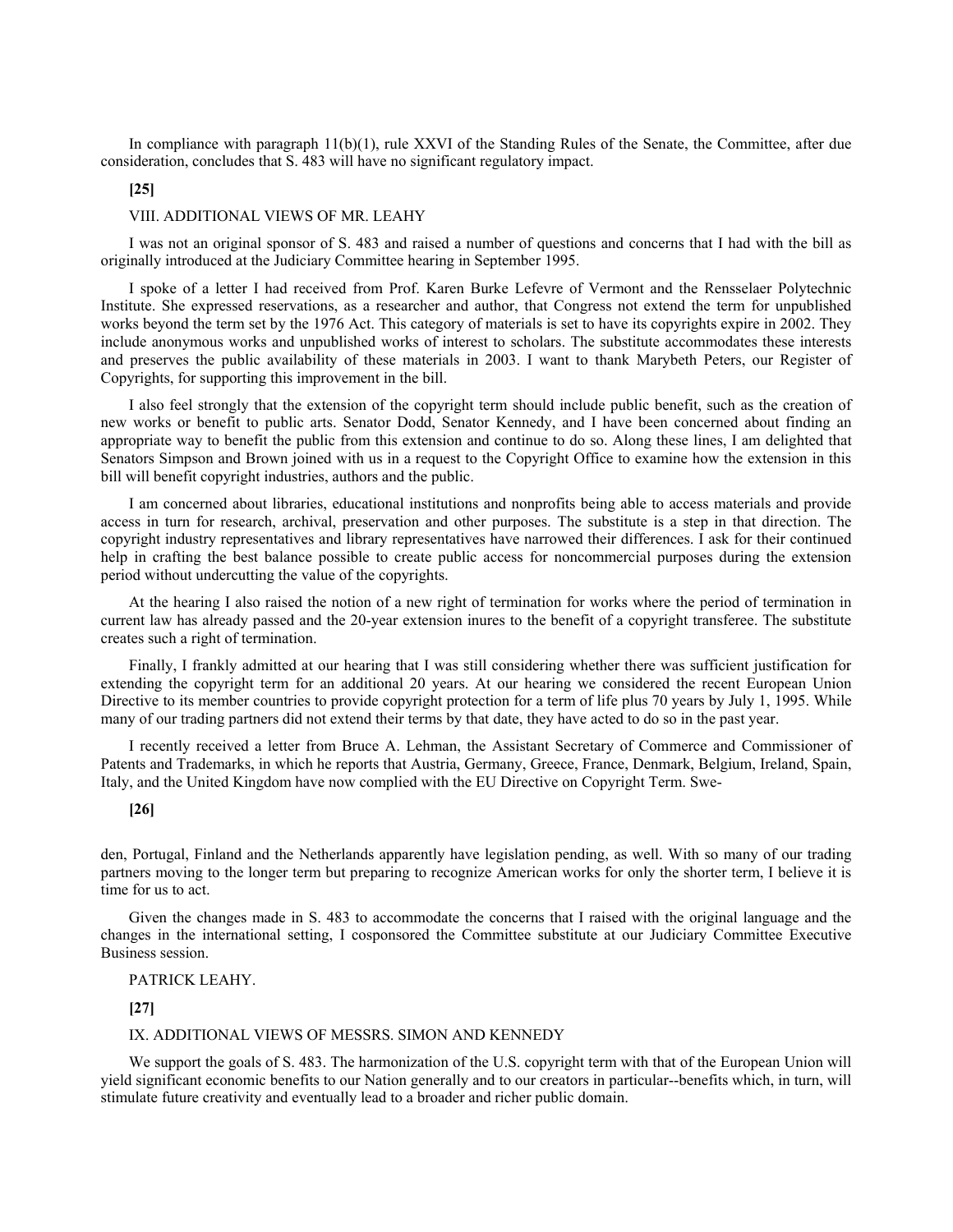In compliance with paragraph 11(b)(1), rule XXVI of the Standing Rules of the Senate, the Committee, after due consideration, concludes that S. 483 will have no significant regulatory impact.

**[25]**

## VIII. ADDITIONAL VIEWS OF MR. LEAHY

I was not an original sponsor of S. 483 and raised a number of questions and concerns that I had with the bill as originally introduced at the Judiciary Committee hearing in September 1995.

I spoke of a letter I had received from Prof. Karen Burke Lefevre of Vermont and the Rensselaer Polytechnic Institute. She expressed reservations, as a researcher and author, that Congress not extend the term for unpublished works beyond the term set by the 1976 Act. This category of materials is set to have its copyrights expire in 2002. They include anonymous works and unpublished works of interest to scholars. The substitute accommodates these interests and preserves the public availability of these materials in 2003. I want to thank Marybeth Peters, our Register of Copyrights, for supporting this improvement in the bill.

I also feel strongly that the extension of the copyright term should include public benefit, such as the creation of new works or benefit to public arts. Senator Dodd, Senator Kennedy, and I have been concerned about finding an appropriate way to benefit the public from this extension and continue to do so. Along these lines, I am delighted that Senators Simpson and Brown joined with us in a request to the Copyright Office to examine how the extension in this bill will benefit copyright industries, authors and the public.

I am concerned about libraries, educational institutions and nonprofits being able to access materials and provide access in turn for research, archival, preservation and other purposes. The substitute is a step in that direction. The copyright industry representatives and library representatives have narrowed their differences. I ask for their continued help in crafting the best balance possible to create public access for noncommercial purposes during the extension period without undercutting the value of the copyrights.

At the hearing I also raised the notion of a new right of termination for works where the period of termination in current law has already passed and the 20-year extension inures to the benefit of a copyright transferee. The substitute creates such a right of termination.

Finally, I frankly admitted at our hearing that I was still considering whether there was sufficient justification for extending the copyright term for an additional 20 years. At our hearing we considered the recent European Union Directive to its member countries to provide copyright protection for a term of life plus 70 years by July 1, 1995. While many of our trading partners did not extend their terms by that date, they have acted to do so in the past year.

I recently received a letter from Bruce A. Lehman, the Assistant Secretary of Commerce and Commissioner of Patents and Trademarks, in which he reports that Austria, Germany, Greece, France, Denmark, Belgium, Ireland, Spain, Italy, and the United Kingdom have now complied with the EU Directive on Copyright Term. Swe-

**[26]**

den, Portugal, Finland and the Netherlands apparently have legislation pending, as well. With so many of our trading partners moving to the longer term but preparing to recognize American works for only the shorter term, I believe it is time for us to act.

Given the changes made in S. 483 to accommodate the concerns that I raised with the original language and the changes in the international setting, I cosponsored the Committee substitute at our Judiciary Committee Executive Business session.

PATRICK LEAHY.

**[27]**

## IX. ADDITIONAL VIEWS OF MESSRS. SIMON AND KENNEDY

We support the goals of S. 483. The harmonization of the U.S. copyright term with that of the European Union will yield significant economic benefits to our Nation generally and to our creators in particular--benefits which, in turn, will stimulate future creativity and eventually lead to a broader and richer public domain.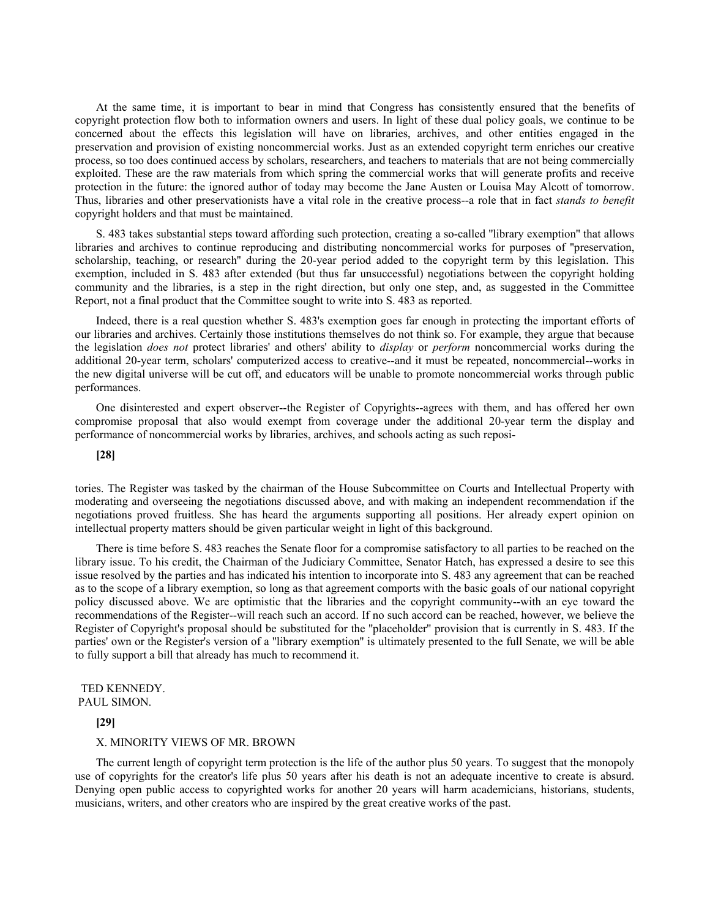At the same time, it is important to bear in mind that Congress has consistently ensured that the benefits of copyright protection flow both to information owners and users. In light of these dual policy goals, we continue to be concerned about the effects this legislation will have on libraries, archives, and other entities engaged in the preservation and provision of existing noncommercial works. Just as an extended copyright term enriches our creative process, so too does continued access by scholars, researchers, and teachers to materials that are not being commercially exploited. These are the raw materials from which spring the commercial works that will generate profits and receive protection in the future: the ignored author of today may become the Jane Austen or Louisa May Alcott of tomorrow. Thus, libraries and other preservationists have a vital role in the creative process--a role that in fact *stands to benefit* copyright holders and that must be maintained.

S. 483 takes substantial steps toward affording such protection, creating a so-called "library exemption" that allows libraries and archives to continue reproducing and distributing noncommercial works for purposes of "preservation, scholarship, teaching, or research" during the 20-year period added to the copyright term by this legislation. This exemption, included in S. 483 after extended (but thus far unsuccessful) negotiations between the copyright holding community and the libraries, is a step in the right direction, but only one step, and, as suggested in the Committee Report, not a final product that the Committee sought to write into S. 483 as reported.

Indeed, there is a real question whether S. 483's exemption goes far enough in protecting the important efforts of our libraries and archives. Certainly those institutions themselves do not think so. For example, they argue that because the legislation *does not* protect libraries' and others' ability to *display* or *perform* noncommercial works during the additional 20-year term, scholars' computerized access to creative--and it must be repeated, noncommercial--works in the new digital universe will be cut off, and educators will be unable to promote noncommercial works through public performances.

One disinterested and expert observer--the Register of Copyrights--agrees with them, and has offered her own compromise proposal that also would exempt from coverage under the additional 20-year term the display and performance of noncommercial works by libraries, archives, and schools acting as such reposi-

**[28]**

tories. The Register was tasked by the chairman of the House Subcommittee on Courts and Intellectual Property with moderating and overseeing the negotiations discussed above, and with making an independent recommendation if the negotiations proved fruitless. She has heard the arguments supporting all positions. Her already expert opinion on intellectual property matters should be given particular weight in light of this background.

There is time before S. 483 reaches the Senate floor for a compromise satisfactory to all parties to be reached on the library issue. To his credit, the Chairman of the Judiciary Committee, Senator Hatch, has expressed a desire to see this issue resolved by the parties and has indicated his intention to incorporate into S. 483 any agreement that can be reached as to the scope of a library exemption, so long as that agreement comports with the basic goals of our national copyright policy discussed above. We are optimistic that the libraries and the copyright community--with an eye toward the recommendations of the Register--will reach such an accord. If no such accord can be reached, however, we believe the Register of Copyright's proposal should be substituted for the "placeholder" provision that is currently in S. 483. If the parties' own or the Register's version of a "library exemption" is ultimately presented to the full Senate, we will be able to fully support a bill that already has much to recommend it.

TED KENNEDY.
PAUL SIMON.

**[29]**

## X. MINORITY VIEWS OF MR. BROWN

The current length of copyright term protection is the life of the author plus 50 years. To suggest that the monopoly use of copyrights for the creator's life plus 50 years after his death is not an adequate incentive to create is absurd. Denying open public access to copyrighted works for another 20 years will harm academicians, historians, students, musicians, writers, and other creators who are inspired by the great creative works of the past.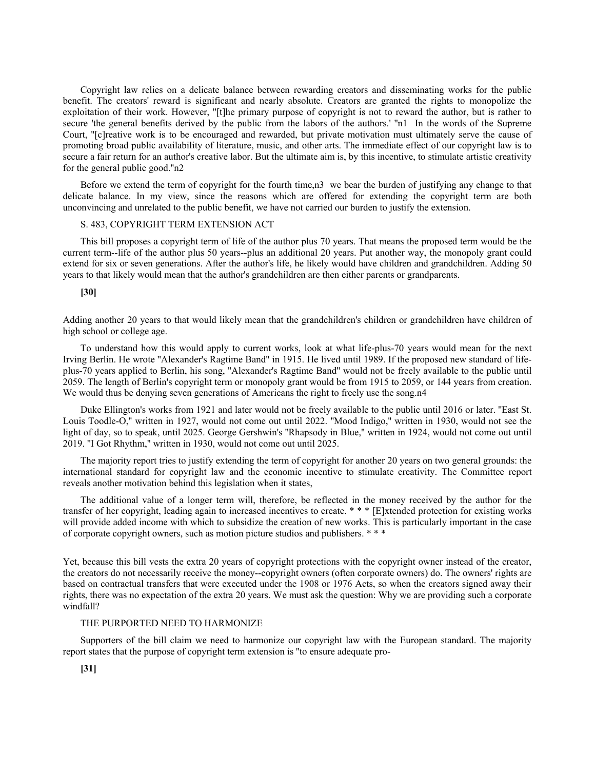Copyright law relies on a delicate balance between rewarding creators and disseminating works for the public benefit. The creators' reward is significant and nearly absolute. Creators are granted the rights to monopolize the exploitation of their work. However, "[t]he primary purpose of copyright is not to reward the author, but is rather to secure 'the general benefits derived by the public from the labors of the authors.' "n1 In the words of the Supreme Court, "[c]reative work is to be encouraged and rewarded, but private motivation must ultimately serve the cause of promoting broad public availability of literature, music, and other arts. The immediate effect of our copyright law is to secure a fair return for an author's creative labor. But the ultimate aim is, by this incentive, to stimulate artistic creativity for the general public good."n2

Before we extend the term of copyright for the fourth time,n3 we bear the burden of justifying any change to that delicate balance. In my view, since the reasons which are offered for extending the copyright term are both unconvincing and unrelated to the public benefit, we have not carried our burden to justify the extension.

S. 483, COPYRIGHT TERM EXTENSION ACT

This bill proposes a copyright term of life of the author plus 70 years. That means the proposed term would be the current term--life of the author plus 50 years--plus an additional 20 years. Put another way, the monopoly grant could extend for six or seven generations. After the author's life, he likely would have children and grandchildren. Adding 50 years to that likely would mean that the author's grandchildren are then either parents or grandparents.

**[30]**

Adding another 20 years to that would likely mean that the grandchildren's children or grandchildren have children of high school or college age.

To understand how this would apply to current works, look at what life-plus-70 years would mean for the next Irving Berlin. He wrote "Alexander's Ragtime Band" in 1915. He lived until 1989. If the proposed new standard of life-plus-70 years applied to Berlin, his song, "Alexander's Ragtime Band" would not be freely available to the public until 2059. The length of Berlin's copyright term or monopoly grant would be from 1915 to 2059, or 144 years from creation. We would thus be denying seven generations of Americans the right to freely use the song.n4

Duke Ellington's works from 1921 and later would not be freely available to the public until 2016 or later. "East St. Louis Toodle-O," written in 1927, would not come out until 2022. "Mood Indigo," written in 1930, would not see the light of day, so to speak, until 2025. George Gershwin's "Rhapsody in Blue," written in 1924, would not come out until 2019. "I Got Rhythm," written in 1930, would not come out until 2025.

The majority report tries to justify extending the term of copyright for another 20 years on two general grounds: the international standard for copyright law and the economic incentive to stimulate creativity. The Committee report reveals another motivation behind this legislation when it states,

The additional value of a longer term will, therefore, be reflected in the money received by the author for the transfer of her copyright, leading again to increased incentives to create. * * * [E]xtended protection for existing works will provide added income with which to subsidize the creation of new works. This is particularly important in the case of corporate copyright owners, such as motion picture studios and publishers. * * *

Yet, because this bill vests the extra 20 years of copyright protections with the copyright owner instead of the creator, the creators do not necessarily receive the money--copyright owners (often corporate owners) do. The owners' rights are based on contractual transfers that were executed under the 1908 or 1976 Acts, so when the creators signed away their rights, there was no expectation of the extra 20 years. We must ask the question: Why we are providing such a corporate windfall?

THE PURPORTED NEED TO HARMONIZE

Supporters of the bill claim we need to harmonize our copyright law with the European standard. The majority report states that the purpose of copyright term extension is "to ensure adequate pro-

**[31]**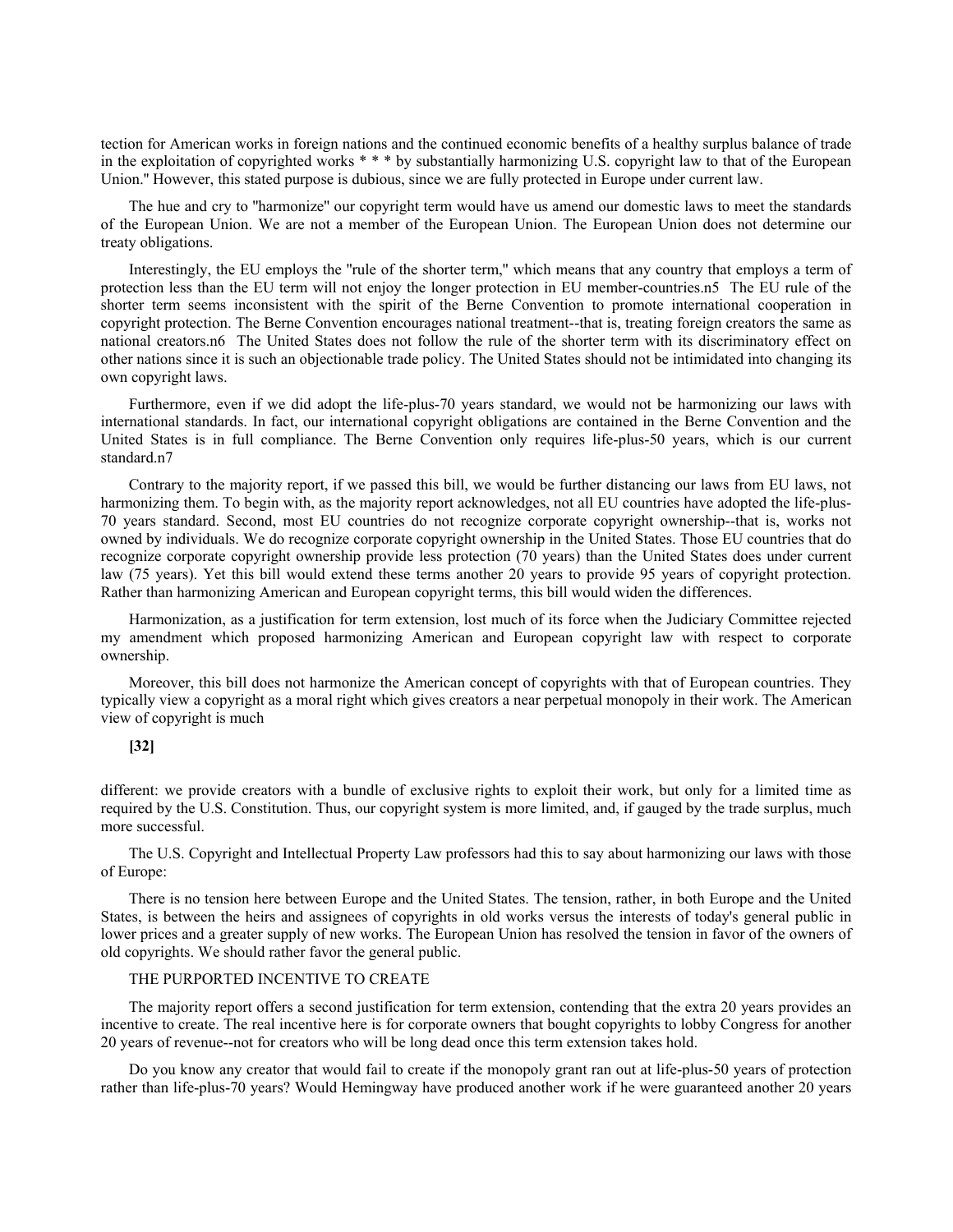tection for American works in foreign nations and the continued economic benefits of a healthy surplus balance of trade in the exploitation of copyrighted works * * * by substantially harmonizing U.S. copyright law to that of the European Union." However, this stated purpose is dubious, since we are fully protected in Europe under current law.

The hue and cry to "harmonize" our copyright term would have us amend our domestic laws to meet the standards of the European Union. We are not a member of the European Union. The European Union does not determine our treaty obligations.

Interestingly, the EU employs the "rule of the shorter term," which means that any country that employs a term of protection less than the EU term will not enjoy the longer protection in EU member-countries.n5 The EU rule of the shorter term seems inconsistent with the spirit of the Berne Convention to promote international cooperation in copyright protection. The Berne Convention encourages national treatment--that is, treating foreign creators the same as national creators.n6 The United States does not follow the rule of the shorter term with its discriminatory effect on other nations since it is such an objectionable trade policy. The United States should not be intimidated into changing its own copyright laws.

Furthermore, even if we did adopt the life-plus-70 years standard, we would not be harmonizing our laws with international standards. In fact, our international copyright obligations are contained in the Berne Convention and the United States is in full compliance. The Berne Convention only requires life-plus-50 years, which is our current standard.n7

Contrary to the majority report, if we passed this bill, we would be further distancing our laws from EU laws, not harmonizing them. To begin with, as the majority report acknowledges, not all EU countries have adopted the life-plus-70 years standard. Second, most EU countries do not recognize corporate copyright ownership--that is, works not owned by individuals. We do recognize corporate copyright ownership in the United States. Those EU countries that do recognize corporate copyright ownership provide less protection (70 years) than the United States does under current law (75 years). Yet this bill would extend these terms another 20 years to provide 95 years of copyright protection. Rather than harmonizing American and European copyright terms, this bill would widen the differences.

Harmonization, as a justification for term extension, lost much of its force when the Judiciary Committee rejected my amendment which proposed harmonizing American and European copyright law with respect to corporate ownership.

Moreover, this bill does not harmonize the American concept of copyrights with that of European countries. They typically view a copyright as a moral right which gives creators a near perpetual monopoly in their work. The American view of copyright is much

**[32]**

different: we provide creators with a bundle of exclusive rights to exploit their work, but only for a limited time as required by the U.S. Constitution. Thus, our copyright system is more limited, and, if gauged by the trade surplus, much more successful.

The U.S. Copyright and Intellectual Property Law professors had this to say about harmonizing our laws with those of Europe:

There is no tension here between Europe and the United States. The tension, rather, in both Europe and the United States, is between the heirs and assignees of copyrights in old works versus the interests of today's general public in lower prices and a greater supply of new works. The European Union has resolved the tension in favor of the owners of old copyrights. We should rather favor the general public.

THE PURPORTED INCENTIVE TO CREATE

The majority report offers a second justification for term extension, contending that the extra 20 years provides an incentive to create. The real incentive here is for corporate owners that bought copyrights to lobby Congress for another 20 years of revenue--not for creators who will be long dead once this term extension takes hold.

Do you know any creator that would fail to create if the monopoly grant ran out at life-plus-50 years of protection rather than life-plus-70 years? Would Hemingway have produced another work if he were guaranteed another 20 years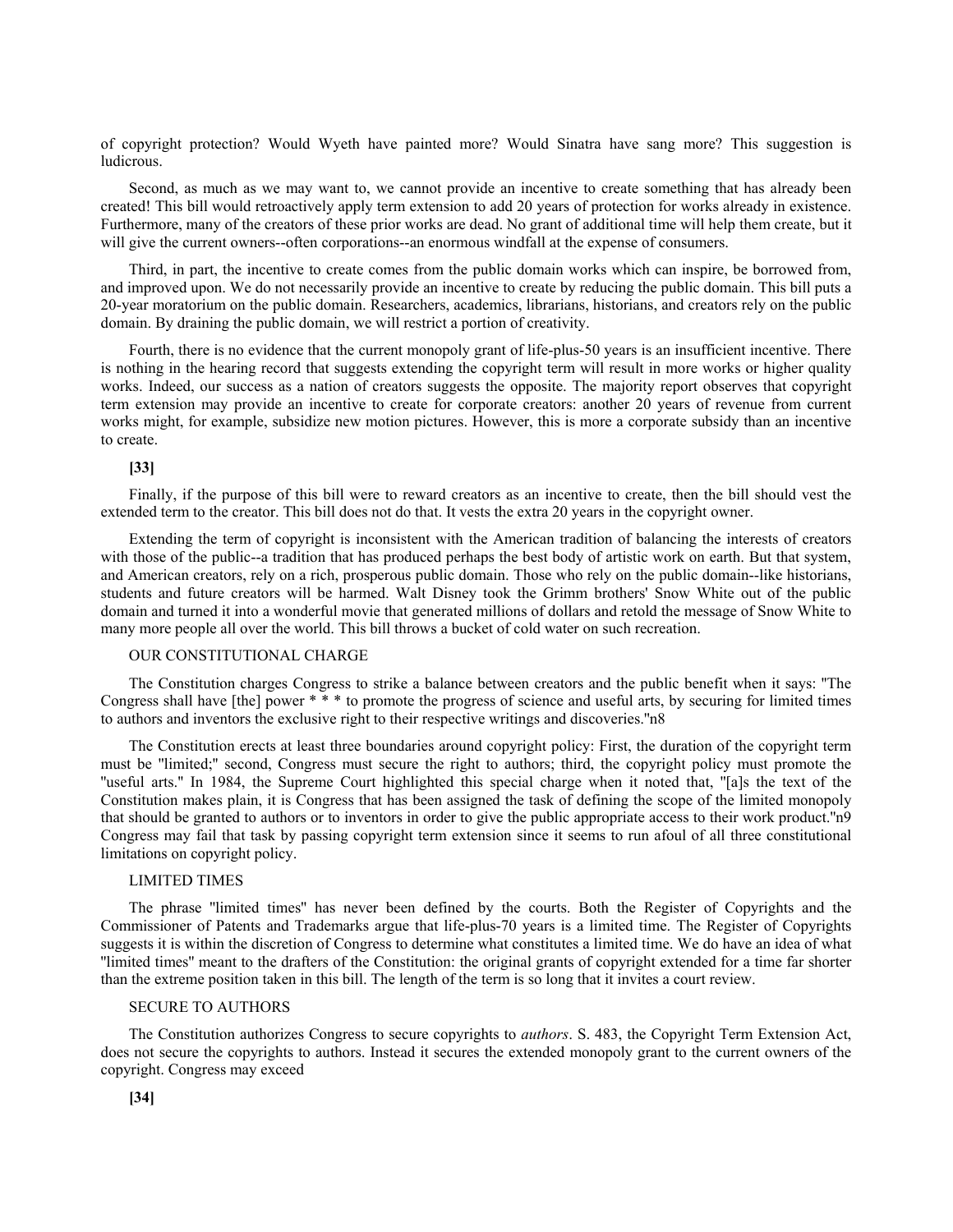of copyright protection? Would Wyeth have painted more? Would Sinatra have sang more? This suggestion is ludicrous.

Second, as much as we may want to, we cannot provide an incentive to create something that has already been created! This bill would retroactively apply term extension to add 20 years of protection for works already in existence. Furthermore, many of the creators of these prior works are dead. No grant of additional time will help them create, but it will give the current owners--often corporations--an enormous windfall at the expense of consumers.

Third, in part, the incentive to create comes from the public domain works which can inspire, be borrowed from, and improved upon. We do not necessarily provide an incentive to create by reducing the public domain. This bill puts a 20-year moratorium on the public domain. Researchers, academics, librarians, historians, and creators rely on the public domain. By draining the public domain, we will restrict a portion of creativity.

Fourth, there is no evidence that the current monopoly grant of life-plus-50 years is an insufficient incentive. There is nothing in the hearing record that suggests extending the copyright term will result in more works or higher quality works. Indeed, our success as a nation of creators suggests the opposite. The majority report observes that copyright term extension may provide an incentive to create for corporate creators: another 20 years of revenue from current works might, for example, subsidize new motion pictures. However, this is more a corporate subsidy than an incentive to create.

**[33]**

Finally, if the purpose of this bill were to reward creators as an incentive to create, then the bill should vest the extended term to the creator. This bill does not do that. It vests the extra 20 years in the copyright owner.

Extending the term of copyright is inconsistent with the American tradition of balancing the interests of creators with those of the public--a tradition that has produced perhaps the best body of artistic work on earth. But that system, and American creators, rely on a rich, prosperous public domain. Those who rely on the public domain--like historians, students and future creators will be harmed. Walt Disney took the Grimm brothers' Snow White out of the public domain and turned it into a wonderful movie that generated millions of dollars and retold the message of Snow White to many more people all over the world. This bill throws a bucket of cold water on such recreation.

OUR CONSTITUTIONAL CHARGE

The Constitution charges Congress to strike a balance between creators and the public benefit when it says: "The Congress shall have [the] power * * * to promote the progress of science and useful arts, by securing for limited times to authors and inventors the exclusive right to their respective writings and discoveries."n8

The Constitution erects at least three boundaries around copyright policy: First, the duration of the copyright term must be "limited;" second, Congress must secure the right to authors; third, the copyright policy must promote the "useful arts." In 1984, the Supreme Court highlighted this special charge when it noted that, "[a]s the text of the Constitution makes plain, it is Congress that has been assigned the task of defining the scope of the limited monopoly that should be granted to authors or to inventors in order to give the public appropriate access to their work product."n9 Congress may fail that task by passing copyright term extension since it seems to run afoul of all three constitutional limitations on copyright policy.

LIMITED TIMES

The phrase "limited times" has never been defined by the courts. Both the Register of Copyrights and the Commissioner of Patents and Trademarks argue that life-plus-70 years is a limited time. The Register of Copyrights suggests it is within the discretion of Congress to determine what constitutes a limited time. We do have an idea of what "limited times" meant to the drafters of the Constitution: the original grants of copyright extended for a time far shorter than the extreme position taken in this bill. The length of the term is so long that it invites a court review.

SECURE TO AUTHORS

The Constitution authorizes Congress to secure copyrights to *authors*. S. 483, the Copyright Term Extension Act, does not secure the copyrights to authors. Instead it secures the extended monopoly grant to the current owners of the copyright. Congress may exceed

**[34]**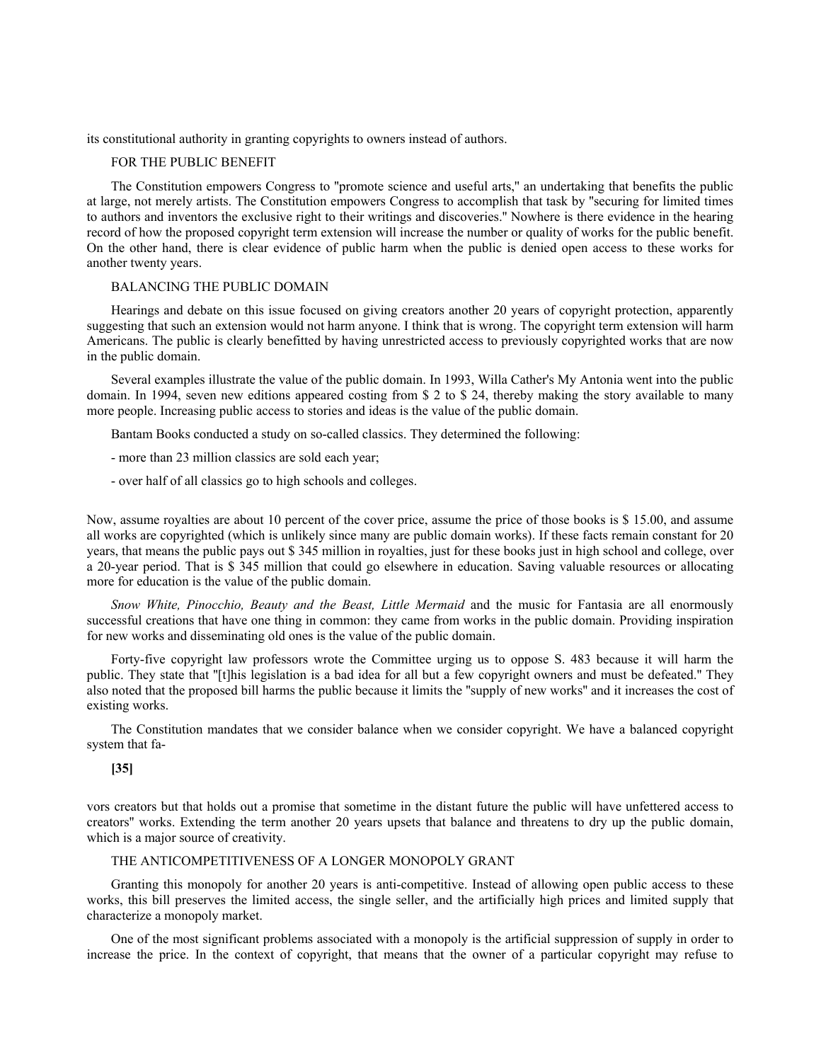its constitutional authority in granting copyrights to owners instead of authors.

FOR THE PUBLIC BENEFIT

The Constitution empowers Congress to "promote science and useful arts," an undertaking that benefits the public at large, not merely artists. The Constitution empowers Congress to accomplish that task by "securing for limited times to authors and inventors the exclusive right to their writings and discoveries." Nowhere is there evidence in the hearing record of how the proposed copyright term extension will increase the number or quality of works for the public benefit. On the other hand, there is clear evidence of public harm when the public is denied open access to these works for another twenty years.

BALANCING THE PUBLIC DOMAIN

Hearings and debate on this issue focused on giving creators another 20 years of copyright protection, apparently suggesting that such an extension would not harm anyone. I think that is wrong. The copyright term extension will harm Americans. The public is clearly benefitted by having unrestricted access to previously copyrighted works that are now in the public domain.

Several examples illustrate the value of the public domain. In 1993, Willa Cather's My Antonia went into the public domain. In 1994, seven new editions appeared costing from $ 2 to $ 24, thereby making the story available to many more people. Increasing public access to stories and ideas is the value of the public domain.

Bantam Books conducted a study on so-called classics. They determined the following:

- more than 23 million classics are sold each year;

- over half of all classics go to high schools and colleges.

Now, assume royalties are about 10 percent of the cover price, assume the price of those books is $ 15.00, and assume all works are copyrighted (which is unlikely since many are public domain works). If these facts remain constant for 20 years, that means the public pays out $ 345 million in royalties, just for these books just in high school and college, over a 20-year period. That is $ 345 million that could go elsewhere in education. Saving valuable resources or allocating more for education is the value of the public domain.

*Snow White, Pinocchio, Beauty and the Beast, Little Mermaid* and the music for Fantasia are all enormously successful creations that have one thing in common: they came from works in the public domain. Providing inspiration for new works and disseminating old ones is the value of the public domain.

Forty-five copyright law professors wrote the Committee urging us to oppose S. 483 because it will harm the public. They state that "[t]his legislation is a bad idea for all but a few copyright owners and must be defeated." They also noted that the proposed bill harms the public because it limits the "supply of new works" and it increases the cost of existing works.

The Constitution mandates that we consider balance when we consider copyright. We have a balanced copyright system that fa-

**[35]**

vors creators but that holds out a promise that sometime in the distant future the public will have unfettered access to creators" works. Extending the term another 20 years upsets that balance and threatens to dry up the public domain, which is a major source of creativity.

THE ANTICOMPETITIVENESS OF A LONGER MONOPOLY GRANT

Granting this monopoly for another 20 years is anti-competitive. Instead of allowing open public access to these works, this bill preserves the limited access, the single seller, and the artificially high prices and limited supply that characterize a monopoly market.

One of the most significant problems associated with a monopoly is the artificial suppression of supply in order to increase the price. In the context of copyright, that means that the owner of a particular copyright may refuse to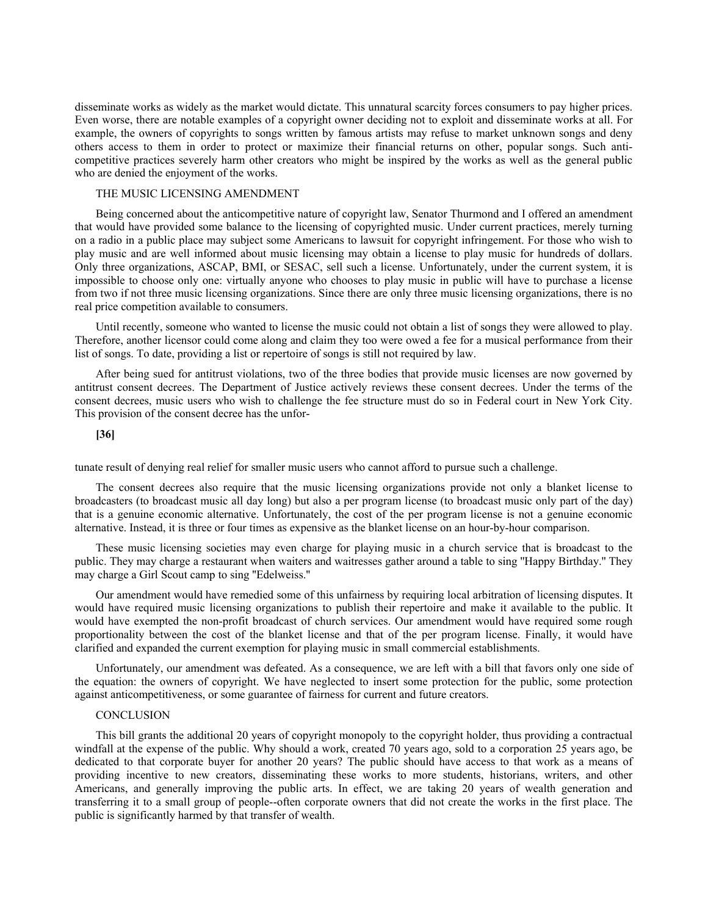disseminate works as widely as the market would dictate. This unnatural scarcity forces consumers to pay higher prices. Even worse, there are notable examples of a copyright owner deciding not to exploit and disseminate works at all. For example, the owners of copyrights to songs written by famous artists may refuse to market unknown songs and deny others access to them in order to protect or maximize their financial returns on other, popular songs. Such anti-competitive practices severely harm other creators who might be inspired by the works as well as the general public who are denied the enjoyment of the works.

THE MUSIC LICENSING AMENDMENT

Being concerned about the anticompetitive nature of copyright law, Senator Thurmond and I offered an amendment that would have provided some balance to the licensing of copyrighted music. Under current practices, merely turning on a radio in a public place may subject some Americans to lawsuit for copyright infringement. For those who wish to play music and are well informed about music licensing may obtain a license to play music for hundreds of dollars. Only three organizations, ASCAP, BMI, or SESAC, sell such a license. Unfortunately, under the current system, it is impossible to choose only one: virtually anyone who chooses to play music in public will have to purchase a license from two if not three music licensing organizations. Since there are only three music licensing organizations, there is no real price competition available to consumers.

Until recently, someone who wanted to license the music could not obtain a list of songs they were allowed to play. Therefore, another licensor could come along and claim they too were owed a fee for a musical performance from their list of songs. To date, providing a list or repertoire of songs is still not required by law.

After being sued for antitrust violations, two of the three bodies that provide music licenses are now governed by antitrust consent decrees. The Department of Justice actively reviews these consent decrees. Under the terms of the consent decrees, music users who wish to challenge the fee structure must do so in Federal court in New York City. This provision of the consent decree has the unfor-

**[36]**

tunate result of denying real relief for smaller music users who cannot afford to pursue such a challenge.

The consent decrees also require that the music licensing organizations provide not only a blanket license to broadcasters (to broadcast music all day long) but also a per program license (to broadcast music only part of the day) that is a genuine economic alternative. Unfortunately, the cost of the per program license is not a genuine economic alternative. Instead, it is three or four times as expensive as the blanket license on an hour-by-hour comparison.

These music licensing societies may even charge for playing music in a church service that is broadcast to the public. They may charge a restaurant when waiters and waitresses gather around a table to sing "Happy Birthday." They may charge a Girl Scout camp to sing "Edelweiss."

Our amendment would have remedied some of this unfairness by requiring local arbitration of licensing disputes. It would have required music licensing organizations to publish their repertoire and make it available to the public. It would have exempted the non-profit broadcast of church services. Our amendment would have required some rough proportionality between the cost of the blanket license and that of the per program license. Finally, it would have clarified and expanded the current exemption for playing music in small commercial establishments.

Unfortunately, our amendment was defeated. As a consequence, we are left with a bill that favors only one side of the equation: the owners of copyright. We have neglected to insert some protection for the public, some protection against anticompetitiveness, or some guarantee of fairness for current and future creators.

CONCLUSION

This bill grants the additional 20 years of copyright monopoly to the copyright holder, thus providing a contractual windfall at the expense of the public. Why should a work, created 70 years ago, sold to a corporation 25 years ago, be dedicated to that corporate buyer for another 20 years? The public should have access to that work as a means of providing incentive to new creators, disseminating these works to more students, historians, writers, and other Americans, and generally improving the public arts. In effect, we are taking 20 years of wealth generation and transferring it to a small group of people--often corporate owners that did not create the works in the first place. The public is significantly harmed by that transfer of wealth.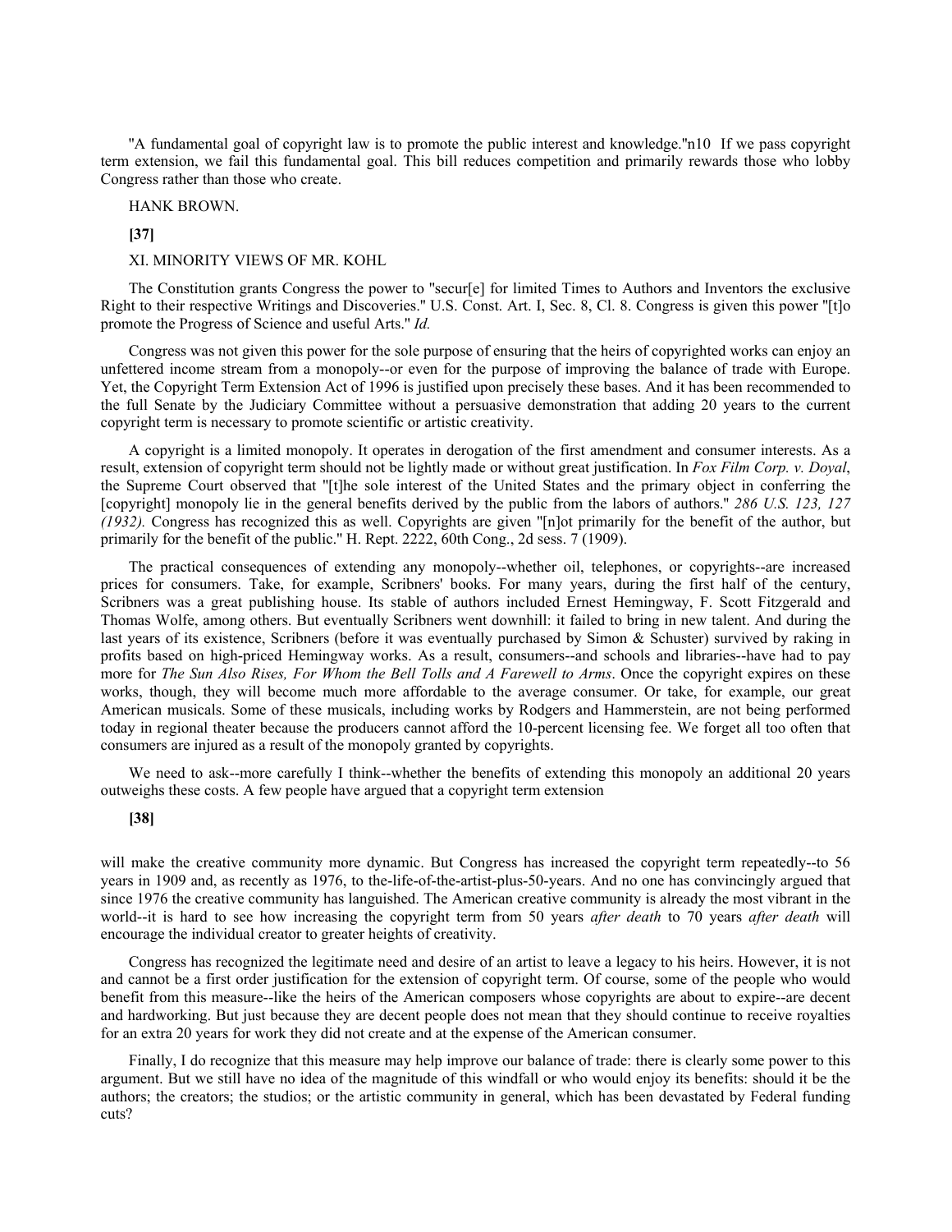"A fundamental goal of copyright law is to promote the public interest and knowledge."n10 If we pass copyright term extension, we fail this fundamental goal. This bill reduces competition and primarily rewards those who lobby Congress rather than those who create.

HANK BROWN.

**[37]**

XI. MINORITY VIEWS OF MR. KOHL

The Constitution grants Congress the power to "secur[e] for limited Times to Authors and Inventors the exclusive Right to their respective Writings and Discoveries." U.S. Const. Art. I, Sec. 8, Cl. 8. Congress is given this power "[t]o promote the Progress of Science and useful Arts." *Id.*

Congress was not given this power for the sole purpose of ensuring that the heirs of copyrighted works can enjoy an unfettered income stream from a monopoly--or even for the purpose of improving the balance of trade with Europe. Yet, the Copyright Term Extension Act of 1996 is justified upon precisely these bases. And it has been recommended to the full Senate by the Judiciary Committee without a persuasive demonstration that adding 20 years to the current copyright term is necessary to promote scientific or artistic creativity.

A copyright is a limited monopoly. It operates in derogation of the first amendment and consumer interests. As a result, extension of copyright term should not be lightly made or without great justification. In *Fox Film Corp. v. Doyal*, the Supreme Court observed that "[t]he sole interest of the United States and the primary object in conferring the [copyright] monopoly lie in the general benefits derived by the public from the labors of authors." *286 U.S. 123, 127 (1932).* Congress has recognized this as well. Copyrights are given "[n]ot primarily for the benefit of the author, but primarily for the benefit of the public." H. Rept. 2222, 60th Cong., 2d sess. 7 (1909).

The practical consequences of extending any monopoly--whether oil, telephones, or copyrights--are increased prices for consumers. Take, for example, Scribners' books. For many years, during the first half of the century, Scribners was a great publishing house. Its stable of authors included Ernest Hemingway, F. Scott Fitzgerald and Thomas Wolfe, among others. But eventually Scribners went downhill: it failed to bring in new talent. And during the last years of its existence, Scribners (before it was eventually purchased by Simon & Schuster) survived by raking in profits based on high-priced Hemingway works. As a result, consumers--and schools and libraries--have had to pay more for *The Sun Also Rises, For Whom the Bell Tolls and A Farewell to Arms*. Once the copyright expires on these works, though, they will become much more affordable to the average consumer. Or take, for example, our great American musicals. Some of these musicals, including works by Rodgers and Hammerstein, are not being performed today in regional theater because the producers cannot afford the 10-percent licensing fee. We forget all too often that consumers are injured as a result of the monopoly granted by copyrights.

We need to ask--more carefully I think--whether the benefits of extending this monopoly an additional 20 years outweighs these costs. A few people have argued that a copyright term extension

**[38]**

will make the creative community more dynamic. But Congress has increased the copyright term repeatedly--to 56 years in 1909 and, as recently as 1976, to the-life-of-the-artist-plus-50-years. And no one has convincingly argued that since 1976 the creative community has languished. The American creative community is already the most vibrant in the world--it is hard to see how increasing the copyright term from 50 years *after death* to 70 years *after death* will encourage the individual creator to greater heights of creativity.

Congress has recognized the legitimate need and desire of an artist to leave a legacy to his heirs. However, it is not and cannot be a first order justification for the extension of copyright term. Of course, some of the people who would benefit from this measure--like the heirs of the American composers whose copyrights are about to expire--are decent and hardworking. But just because they are decent people does not mean that they should continue to receive royalties for an extra 20 years for work they did not create and at the expense of the American consumer.

Finally, I do recognize that this measure may help improve our balance of trade: there is clearly some power to this argument. But we still have no idea of the magnitude of this windfall or who would enjoy its benefits: should it be the authors; the creators; the studios; or the artistic community in general, which has been devastated by Federal funding cuts?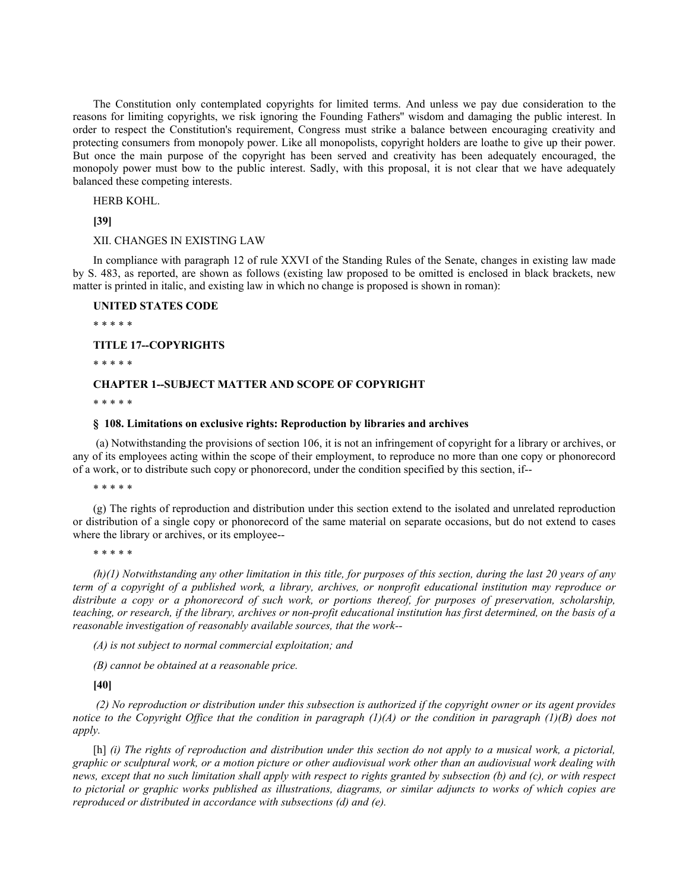The Constitution only contemplated copyrights for limited terms. And unless we pay due consideration to the reasons for limiting copyrights, we risk ignoring the Founding Fathers'' wisdom and damaging the public interest. In order to respect the Constitution's requirement, Congress must strike a balance between encouraging creativity and protecting consumers from monopoly power. Like all monopolists, copyright holders are loathe to give up their power. But once the main purpose of the copyright has been served and creativity has been adequately encouraged, the monopoly power must bow to the public interest. Sadly, with this proposal, it is not clear that we have adequately balanced these competing interests.

HERB KOHL.

**[39]**

XII. CHANGES IN EXISTING LAW

In compliance with paragraph 12 of rule XXVI of the Standing Rules of the Senate, changes in existing law made by S. 483, as reported, are shown as follows (existing law proposed to be omitted is enclosed in black brackets, new matter is printed in italic, and existing law in which no change is proposed is shown in roman):

**UNITED STATES CODE**

\* \* \* \* \*

**TITLE 17--COPYRIGHTS**

\* \* \* \* \*

**CHAPTER 1--SUBJECT MATTER AND SCOPE OF COPYRIGHT**

\* \* \* \* \*

**§ 108. Limitations on exclusive rights: Reproduction by libraries and archives**

(a) Notwithstanding the provisions of section 106, it is not an infringement of copyright for a library or archives, or any of its employees acting within the scope of their employment, to reproduce no more than one copy or phonorecord of a work, or to distribute such copy or phonorecord, under the condition specified by this section, if--

\* \* \* \* \*

(g) The rights of reproduction and distribution under this section extend to the isolated and unrelated reproduction or distribution of a single copy or phonorecord of the same material on separate occasions, but do not extend to cases where the library or archives, or its employee--

\* \* \* \* \*

*(h)(1) Notwithstanding any other limitation in this title, for purposes of this section, during the last 20 years of any term of a copyright of a published work, a library, archives, or nonprofit educational institution may reproduce or distribute a copy or a phonorecord of such work, or portions thereof, for purposes of preservation, scholarship, teaching, or research, if the library, archives or non-profit educational institution has first determined, on the basis of a reasonable investigation of reasonably available sources, that the work--*

*(A) is not subject to normal commercial exploitation; and*

*(B) cannot be obtained at a reasonable price.*

**[40]**

*(2) No reproduction or distribution under this subsection is authorized if the copyright owner or its agent provides notice to the Copyright Office that the condition in paragraph (1)(A) or the condition in paragraph (1)(B) does not apply.*

[h] *(i) The rights of reproduction and distribution under this section do not apply to a musical work, a pictorial, graphic or sculptural work, or a motion picture or other audiovisual work other than an audiovisual work dealing with news, except that no such limitation shall apply with respect to rights granted by subsection (b) and (c), or with respect to pictorial or graphic works published as illustrations, diagrams, or similar adjuncts to works of which copies are reproduced or distributed in accordance with subsections (d) and (e).*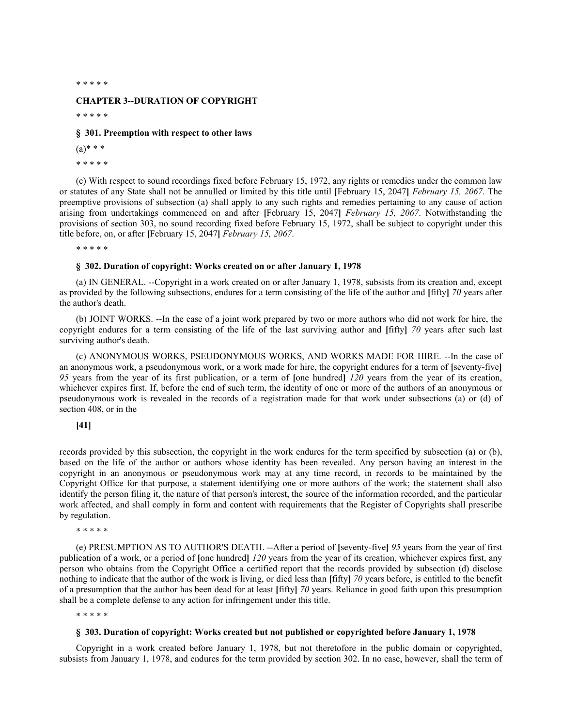\* \* \* \* \*

**CHAPTER 3--DURATION OF COPYRIGHT**

\* \* \* \* \*

**§ 301. Preemption with respect to other laws**

(a)\* \* \*

\* \* \* \* \*

(c) With respect to sound recordings fixed before February 15, 1972, any rights or remedies under the common law or statutes of any State shall not be annulled or limited by this title until **[**February 15, 2047**]** *February 15, 2067*. The preemptive provisions of subsection (a) shall apply to any such rights and remedies pertaining to any cause of action arising from undertakings commenced on and after **[**February 15, 2047**]** *February 15, 2067*. Notwithstanding the provisions of section 303, no sound recording fixed before February 15, 1972, shall be subject to copyright under this title before, on, or after **[**February 15, 2047**]** *February 15, 2067*.

\* \* \* \* \*

**§ 302. Duration of copyright: Works created on or after January 1, 1978**

(a) IN GENERAL. --Copyright in a work created on or after January 1, 1978, subsists from its creation and, except as provided by the following subsections, endures for a term consisting of the life of the author and **[**fifty**]** *70* years after the author's death.

(b) JOINT WORKS. --In the case of a joint work prepared by two or more authors who did not work for hire, the copyright endures for a term consisting of the life of the last surviving author and **[**fifty**]** *70* years after such last surviving author's death.

(c) ANONYMOUS WORKS, PSEUDONYMOUS WORKS, AND WORKS MADE FOR HIRE. --In the case of an anonymous work, a pseudonymous work, or a work made for hire, the copyright endures for a term of **[**seventy-five**]** *95* years from the year of its first publication, or a term of **[**one hundred**]** *120* years from the year of its creation, whichever expires first. If, before the end of such term, the identity of one or more of the authors of an anonymous or pseudonymous work is revealed in the records of a registration made for that work under subsections (a) or (d) of section 408, or in the

**[41]**

records provided by this subsection, the copyright in the work endures for the term specified by subsection (a) or (b), based on the life of the author or authors whose identity has been revealed. Any person having an interest in the copyright in an anonymous or pseudonymous work may at any time record, in records to be maintained by the Copyright Office for that purpose, a statement identifying one or more authors of the work; the statement shall also identify the person filing it, the nature of that person's interest, the source of the information recorded, and the particular work affected, and shall comply in form and content with requirements that the Register of Copyrights shall prescribe by regulation.

\* \* \* \* \*

(e) PRESUMPTION AS TO AUTHOR'S DEATH. --After a period of **[**seventy-five**]** *95* years from the year of first publication of a work, or a period of **[**one hundred**]** *120* years from the year of its creation, whichever expires first, any person who obtains from the Copyright Office a certified report that the records provided by subsection (d) disclose nothing to indicate that the author of the work is living, or died less than **[**fifty**]** *70* years before, is entitled to the benefit of a presumption that the author has been dead for at least **[**fifty**]** *70* years. Reliance in good faith upon this presumption shall be a complete defense to any action for infringement under this title.

\* \* \* \* \*

**§ 303. Duration of copyright: Works created but not published or copyrighted before January 1, 1978**

Copyright in a work created before January 1, 1978, but not theretofore in the public domain or copyrighted, subsists from January 1, 1978, and endures for the term provided by section 302. In no case, however, shall the term of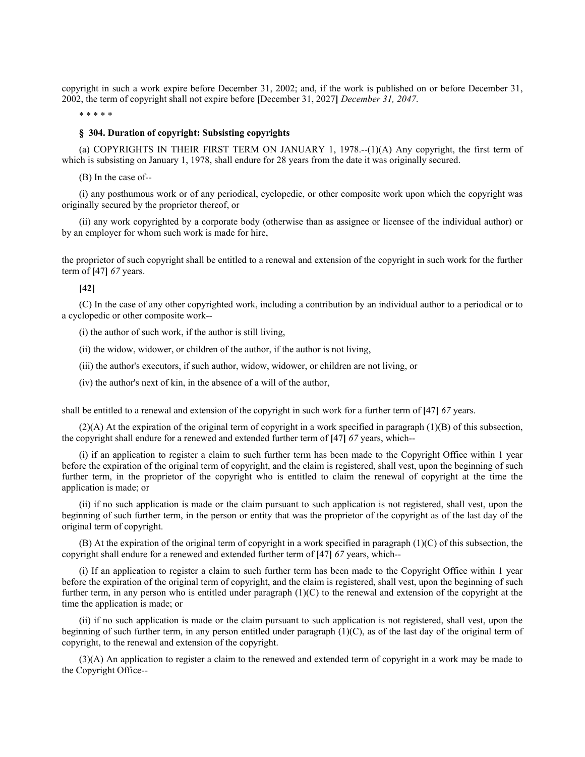copyright in such a work expire before December 31, 2002; and, if the work is published on or before December 31, 2002, the term of copyright shall not expire before **[**December 31, 2027**]** *December 31, 2047.*

\* \* \* \* \*

**§ 304. Duration of copyright: Subsisting copyrights**

(a) COPYRIGHTS IN THEIR FIRST TERM ON JANUARY 1, 1978.--(1)(A) Any copyright, the first term of which is subsisting on January 1, 1978, shall endure for 28 years from the date it was originally secured.

(B) In the case of--

(i) any posthumous work or of any periodical, cyclopedic, or other composite work upon which the copyright was originally secured by the proprietor thereof, or

(ii) any work copyrighted by a corporate body (otherwise than as assignee or licensee of the individual author) or by an employer for whom such work is made for hire,

the proprietor of such copyright shall be entitled to a renewal and extension of the copyright in such work for the further term of **[**47**]** *67* years.

**[42]**

(C) In the case of any other copyrighted work, including a contribution by an individual author to a periodical or to a cyclopedic or other composite work--

(i) the author of such work, if the author is still living,

(ii) the widow, widower, or children of the author, if the author is not living,

(iii) the author's executors, if such author, widow, widower, or children are not living, or

(iv) the author's next of kin, in the absence of a will of the author,

shall be entitled to a renewal and extension of the copyright in such work for a further term of **[**47**]** *67* years.

(2)(A) At the expiration of the original term of copyright in a work specified in paragraph (1)(B) of this subsection, the copyright shall endure for a renewed and extended further term of **[**47**]** *67* years, which--

(i) if an application to register a claim to such further term has been made to the Copyright Office within 1 year before the expiration of the original term of copyright, and the claim is registered, shall vest, upon the beginning of such further term, in the proprietor of the copyright who is entitled to claim the renewal of copyright at the time the application is made; or

(ii) if no such application is made or the claim pursuant to such application is not registered, shall vest, upon the beginning of such further term, in the person or entity that was the proprietor of the copyright as of the last day of the original term of copyright.

(B) At the expiration of the original term of copyright in a work specified in paragraph (1)(C) of this subsection, the copyright shall endure for a renewed and extended further term of **[**47**]** *67* years, which--

(i) If an application to register a claim to such further term has been made to the Copyright Office within 1 year before the expiration of the original term of copyright, and the claim is registered, shall vest, upon the beginning of such further term, in any person who is entitled under paragraph (1)(C) to the renewal and extension of the copyright at the time the application is made; or

(ii) if no such application is made or the claim pursuant to such application is not registered, shall vest, upon the beginning of such further term, in any person entitled under paragraph (1)(C), as of the last day of the original term of copyright, to the renewal and extension of the copyright.

(3)(A) An application to register a claim to the renewed and extended term of copyright in a work may be made to the Copyright Office--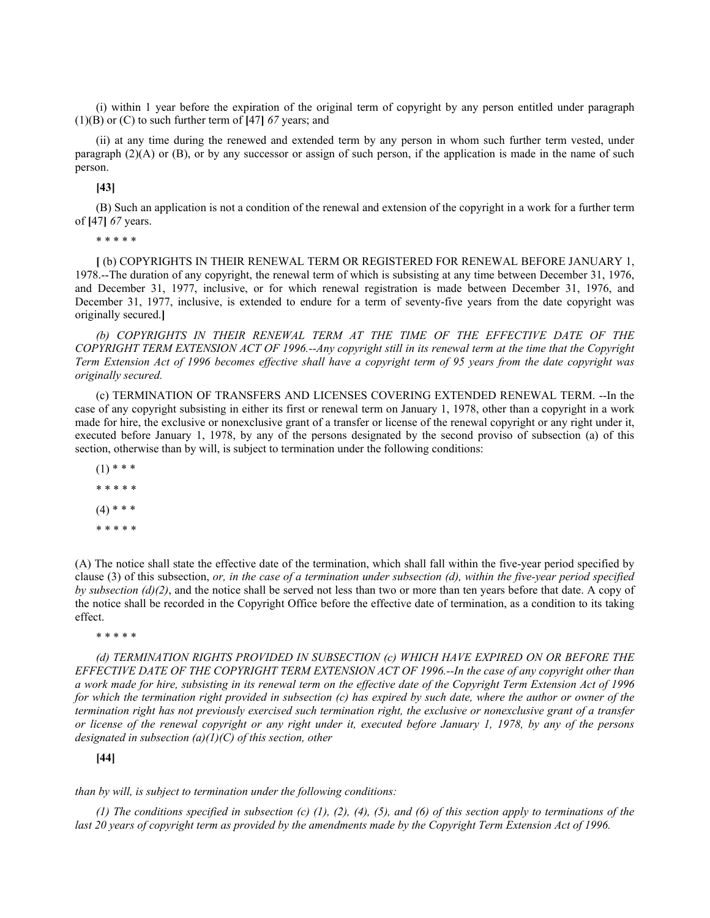(i) within 1 year before the expiration of the original term of copyright by any person entitled under paragraph (1)(B) or (C) to such further term of **[**47**]** *67* years; and

(ii) at any time during the renewed and extended term by any person in whom such further term vested, under paragraph (2)(A) or (B), or by any successor or assign of such person, if the application is made in the name of such person.

**[43]**

(B) Such an application is not a condition of the renewal and extension of the copyright in a work for a further term of **[**47**]** *67* years.

* * * * *

**[** (b) COPYRIGHTS IN THEIR RENEWAL TERM OR REGISTERED FOR RENEWAL BEFORE JANUARY 1, 1978.--The duration of any copyright, the renewal term of which is subsisting at any time between December 31, 1976, and December 31, 1977, inclusive, or for which renewal registration is made between December 31, 1976, and December 31, 1977, inclusive, is extended to endure for a term of seventy-five years from the date copyright was originally secured.**]**

*(b) COPYRIGHTS IN THEIR RENEWAL TERM AT THE TIME OF THE EFFECTIVE DATE OF THE COPYRIGHT TERM EXTENSION ACT OF 1996.--Any copyright still in its renewal term at the time that the Copyright Term Extension Act of 1996 becomes effective shall have a copyright term of 95 years from the date copyright was originally secured.*

(c) TERMINATION OF TRANSFERS AND LICENSES COVERING EXTENDED RENEWAL TERM. --In the case of any copyright subsisting in either its first or renewal term on January 1, 1978, other than a copyright in a work made for hire, the exclusive or nonexclusive grant of a transfer or license of the renewal copyright or any right under it, executed before January 1, 1978, by any of the persons designated by the second proviso of subsection (a) of this section, otherwise than by will, is subject to termination under the following conditions:

(1) * * *

* * * * *

(4) * * *

* * * * *

(A) The notice shall state the effective date of the termination, which shall fall within the five-year period specified by clause (3) of this subsection, *or, in the case of a termination under subsection (d), within the five-year period specified by subsection (d)(2)*, and the notice shall be served not less than two or more than ten years before that date. A copy of the notice shall be recorded in the Copyright Office before the effective date of termination, as a condition to its taking effect.

* * * * *

*(d) TERMINATION RIGHTS PROVIDED IN SUBSECTION (c) WHICH HAVE EXPIRED ON OR BEFORE THE EFFECTIVE DATE OF THE COPYRIGHT TERM EXTENSION ACT OF 1996.--In the case of any copyright other than a work made for hire, subsisting in its renewal term on the effective date of the Copyright Term Extension Act of 1996 for which the termination right provided in subsection (c) has expired by such date, where the author or owner of the termination right has not previously exercised such termination right, the exclusive or nonexclusive grant of a transfer or license of the renewal copyright or any right under it, executed before January 1, 1978, by any of the persons designated in subsection (a)(1)(C) of this section, other*

**[44]**

*than by will, is subject to termination under the following conditions:*

*(1) The conditions specified in subsection (c) (1), (2), (4), (5), and (6) of this section apply to terminations of the last 20 years of copyright term as provided by the amendments made by the Copyright Term Extension Act of 1996.*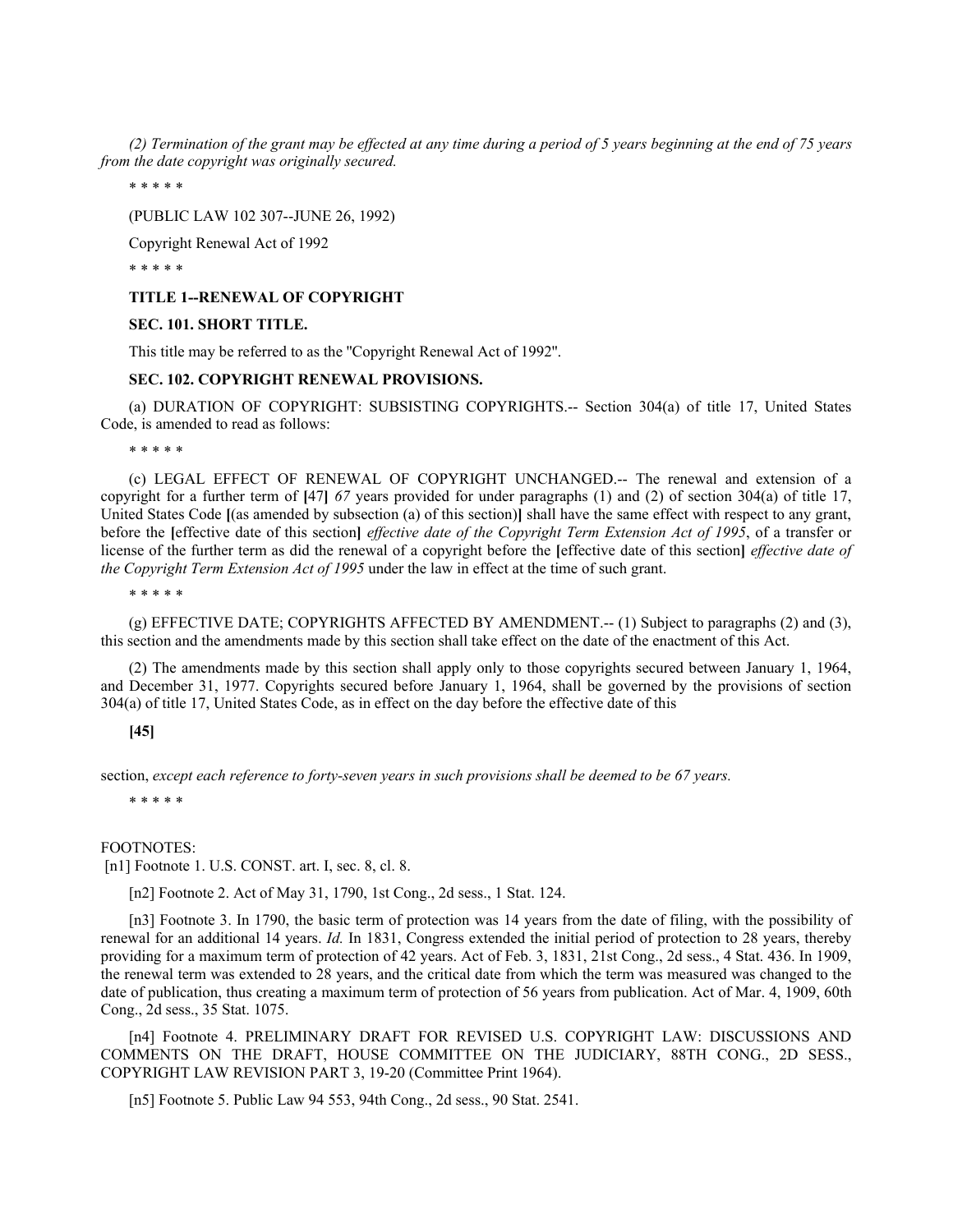*(2) Termination of the grant may be effected at any time during a period of 5 years beginning at the end of 75 years from the date copyright was originally secured.*

\* \* \* \* \*

(PUBLIC LAW 102 307--JUNE 26, 1992)

Copyright Renewal Act of 1992

\* \* \* \* \*

**TITLE 1--RENEWAL OF COPYRIGHT**

**SEC. 101. SHORT TITLE.**

This title may be referred to as the "Copyright Renewal Act of 1992".

**SEC. 102. COPYRIGHT RENEWAL PROVISIONS.**

(a) DURATION OF COPYRIGHT: SUBSISTING COPYRIGHTS.-- Section 304(a) of title 17, United States Code, is amended to read as follows:

\* \* \* \* \*

(c) LEGAL EFFECT OF RENEWAL OF COPYRIGHT UNCHANGED.-- The renewal and extension of a copyright for a further term of **[**47**]** *67* years provided for under paragraphs (1) and (2) of section 304(a) of title 17, United States Code **[**(as amended by subsection (a) of this section)**]** shall have the same effect with respect to any grant, before the **[**effective date of this section**]** *effective date of the Copyright Term Extension Act of 1995*, of a transfer or license of the further term as did the renewal of a copyright before the **[**effective date of this section**]** *effective date of the Copyright Term Extension Act of 1995* under the law in effect at the time of such grant.

\* \* \* \* \*

(g) EFFECTIVE DATE; COPYRIGHTS AFFECTED BY AMENDMENT.-- (1) Subject to paragraphs (2) and (3), this section and the amendments made by this section shall take effect on the date of the enactment of this Act.

(2) The amendments made by this section shall apply only to those copyrights secured between January 1, 1964, and December 31, 1977. Copyrights secured before January 1, 1964, shall be governed by the provisions of section 304(a) of title 17, United States Code, as in effect on the day before the effective date of this

**[45]**

section, *except each reference to forty-seven years in such provisions shall be deemed to be 67 years.*

\* \* \* \* \*

FOOTNOTES:

[n1] Footnote 1. U.S. CONST. art. I, sec. 8, cl. 8.

[n2] Footnote 2. Act of May 31, 1790, 1st Cong., 2d sess., 1 Stat. 124.

[n3] Footnote 3. In 1790, the basic term of protection was 14 years from the date of filing, with the possibility of renewal for an additional 14 years. *Id.* In 1831, Congress extended the initial period of protection to 28 years, thereby providing for a maximum term of protection of 42 years. Act of Feb. 3, 1831, 21st Cong., 2d sess., 4 Stat. 436. In 1909, the renewal term was extended to 28 years, and the critical date from which the term was measured was changed to the date of publication, thus creating a maximum term of protection of 56 years from publication. Act of Mar. 4, 1909, 60th Cong., 2d sess., 35 Stat. 1075.

[n4] Footnote 4. PRELIMINARY DRAFT FOR REVISED U.S. COPYRIGHT LAW: DISCUSSIONS AND COMMENTS ON THE DRAFT, HOUSE COMMITTEE ON THE JUDICIARY, 88TH CONG., 2D SESS., COPYRIGHT LAW REVISION PART 3, 19-20 (Committee Print 1964).

[n5] Footnote 5. Public Law 94 553, 94th Cong., 2d sess., 90 Stat. 2541.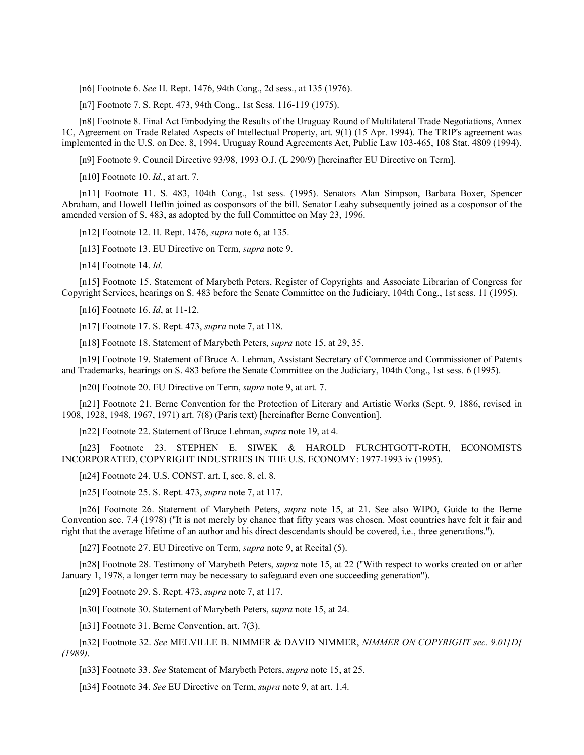[n6] Footnote 6. *See* H. Rept. 1476, 94th Cong., 2d sess., at 135 (1976).

[n7] Footnote 7. S. Rept. 473, 94th Cong., 1st Sess. 116-119 (1975).

[n8] Footnote 8. Final Act Embodying the Results of the Uruguay Round of Multilateral Trade Negotiations, Annex 1C, Agreement on Trade Related Aspects of Intellectual Property, art. 9(1) (15 Apr. 1994). The TRIP's agreement was implemented in the U.S. on Dec. 8, 1994. Uruguay Round Agreements Act, Public Law 103-465, 108 Stat. 4809 (1994).

[n9] Footnote 9. Council Directive 93/98, 1993 O.J. (L 290/9) [hereinafter EU Directive on Term].

[n10] Footnote 10. *Id.*, at art. 7.

[n11] Footnote 11. S. 483, 104th Cong., 1st sess. (1995). Senators Alan Simpson, Barbara Boxer, Spencer Abraham, and Howell Heflin joined as cosponsors of the bill. Senator Leahy subsequently joined as a cosponsor of the amended version of S. 483, as adopted by the full Committee on May 23, 1996.

[n12] Footnote 12. H. Rept. 1476, *supra* note 6, at 135.

[n13] Footnote 13. EU Directive on Term, *supra* note 9.

[n14] Footnote 14. *Id.*

[n15] Footnote 15. Statement of Marybeth Peters, Register of Copyrights and Associate Librarian of Congress for Copyright Services, hearings on S. 483 before the Senate Committee on the Judiciary, 104th Cong., 1st sess. 11 (1995).

[n16] Footnote 16. *Id*, at 11-12.

[n17] Footnote 17. S. Rept. 473, *supra* note 7, at 118.

[n18] Footnote 18. Statement of Marybeth Peters, *supra* note 15, at 29, 35.

[n19] Footnote 19. Statement of Bruce A. Lehman, Assistant Secretary of Commerce and Commissioner of Patents and Trademarks, hearings on S. 483 before the Senate Committee on the Judiciary, 104th Cong., 1st sess. 6 (1995).

[n20] Footnote 20. EU Directive on Term, *supra* note 9, at art. 7.

[n21] Footnote 21. Berne Convention for the Protection of Literary and Artistic Works (Sept. 9, 1886, revised in 1908, 1928, 1948, 1967, 1971) art. 7(8) (Paris text) [hereinafter Berne Convention].

[n22] Footnote 22. Statement of Bruce Lehman, *supra* note 19, at 4.

[n23] Footnote 23. STEPHEN E. SIWEK & HAROLD FURCHTGOTT-ROTH, ECONOMISTS INCORPORATED, COPYRIGHT INDUSTRIES IN THE U.S. ECONOMY: 1977-1993 iv (1995).

[n24] Footnote 24. U.S. CONST. art. I, sec. 8, cl. 8.

[n25] Footnote 25. S. Rept. 473, *supra* note 7, at 117.

[n26] Footnote 26. Statement of Marybeth Peters, *supra* note 15, at 21. See also WIPO, Guide to the Berne Convention sec. 7.4 (1978) ("It is not merely by chance that fifty years was chosen. Most countries have felt it fair and right that the average lifetime of an author and his direct descendants should be covered, i.e., three generations.").

[n27] Footnote 27. EU Directive on Term, *supra* note 9, at Recital (5).

[n28] Footnote 28. Testimony of Marybeth Peters, *supra* note 15, at 22 ("With respect to works created on or after January 1, 1978, a longer term may be necessary to safeguard even one succeeding generation").

[n29] Footnote 29. S. Rept. 473, *supra* note 7, at 117.

[n30] Footnote 30. Statement of Marybeth Peters, *supra* note 15, at 24.

[n31] Footnote 31. Berne Convention, art. 7(3).

[n32] Footnote 32. *See* MELVILLE B. NIMMER & DAVID NIMMER, *NIMMER ON COPYRIGHT sec. 9.01[D] (1989)*.

[n33] Footnote 33. *See* Statement of Marybeth Peters, *supra* note 15, at 25.

[n34] Footnote 34. *See* EU Directive on Term, *supra* note 9, at art. 1.4.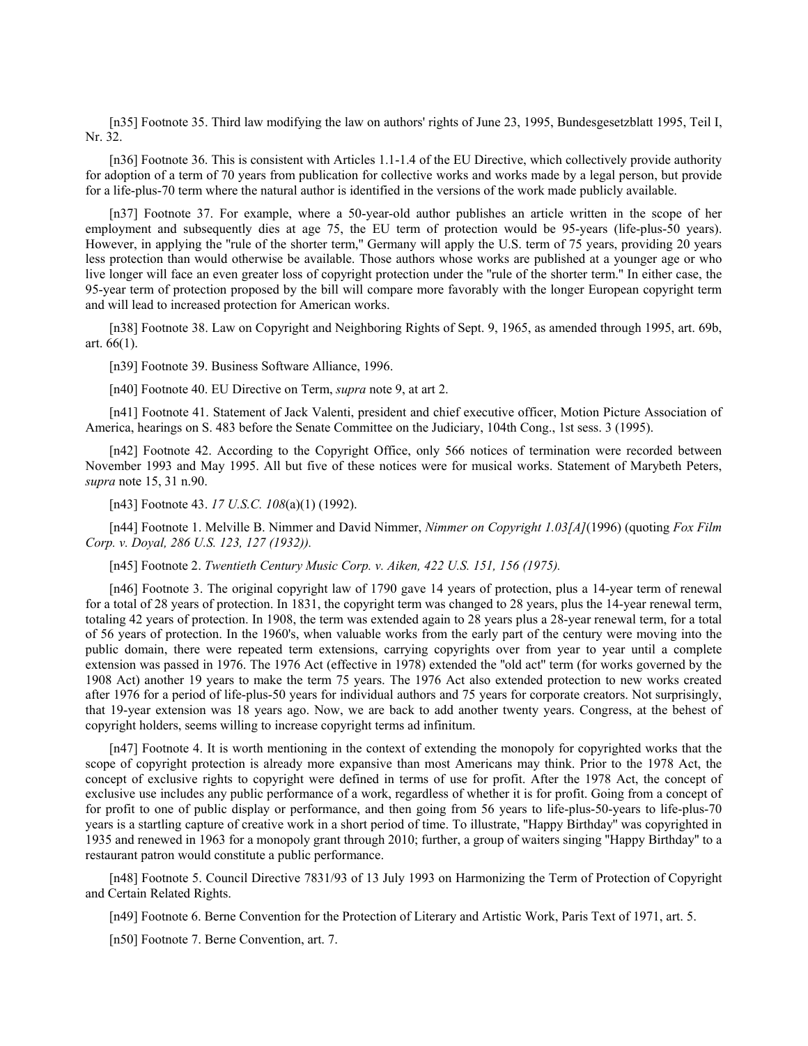[n35] Footnote 35. Third law modifying the law on authors' rights of June 23, 1995, Bundesgesetzblatt 1995, Teil I, Nr. 32.

[n36] Footnote 36. This is consistent with Articles 1.1-1.4 of the EU Directive, which collectively provide authority for adoption of a term of 70 years from publication for collective works and works made by a legal person, but provide for a life-plus-70 term where the natural author is identified in the versions of the work made publicly available.

[n37] Footnote 37. For example, where a 50-year-old author publishes an article written in the scope of her employment and subsequently dies at age 75, the EU term of protection would be 95-years (life-plus-50 years). However, in applying the "rule of the shorter term," Germany will apply the U.S. term of 75 years, providing 20 years less protection than would otherwise be available. Those authors whose works are published at a younger age or who live longer will face an even greater loss of copyright protection under the "rule of the shorter term." In either case, the 95-year term of protection proposed by the bill will compare more favorably with the longer European copyright term and will lead to increased protection for American works.

[n38] Footnote 38. Law on Copyright and Neighboring Rights of Sept. 9, 1965, as amended through 1995, art. 69b, art. 66(1).

[n39] Footnote 39. Business Software Alliance, 1996.

[n40] Footnote 40. EU Directive on Term, *supra* note 9, at art 2.

[n41] Footnote 41. Statement of Jack Valenti, president and chief executive officer, Motion Picture Association of America, hearings on S. 483 before the Senate Committee on the Judiciary, 104th Cong., 1st sess. 3 (1995).

[n42] Footnote 42. According to the Copyright Office, only 566 notices of termination were recorded between November 1993 and May 1995. All but five of these notices were for musical works. Statement of Marybeth Peters, *supra* note 15, 31 n.90.

[n43] Footnote 43. *17 U.S.C. 108*(a)(1) (1992).

[n44] Footnote 1. Melville B. Nimmer and David Nimmer, *Nimmer on Copyright 1.03[A]*(1996) (quoting *Fox Film Corp. v. Doyal, 286 U.S. 123, 127 (1932)).*

[n45] Footnote 2. *Twentieth Century Music Corp. v. Aiken, 422 U.S. 151, 156 (1975).*

[n46] Footnote 3. The original copyright law of 1790 gave 14 years of protection, plus a 14-year term of renewal for a total of 28 years of protection. In 1831, the copyright term was changed to 28 years, plus the 14-year renewal term, totaling 42 years of protection. In 1908, the term was extended again to 28 years plus a 28-year renewal term, for a total of 56 years of protection. In the 1960's, when valuable works from the early part of the century were moving into the public domain, there were repeated term extensions, carrying copyrights over from year to year until a complete extension was passed in 1976. The 1976 Act (effective in 1978) extended the "old act" term (for works governed by the 1908 Act) another 19 years to make the term 75 years. The 1976 Act also extended protection to new works created after 1976 for a period of life-plus-50 years for individual authors and 75 years for corporate creators. Not surprisingly, that 19-year extension was 18 years ago. Now, we are back to add another twenty years. Congress, at the behest of copyright holders, seems willing to increase copyright terms ad infinitum.

[n47] Footnote 4. It is worth mentioning in the context of extending the monopoly for copyrighted works that the scope of copyright protection is already more expansive than most Americans may think. Prior to the 1978 Act, the concept of exclusive rights to copyright were defined in terms of use for profit. After the 1978 Act, the concept of exclusive use includes any public performance of a work, regardless of whether it is for profit. Going from a concept of for profit to one of public display or performance, and then going from 56 years to life-plus-50-years to life-plus-70 years is a startling capture of creative work in a short period of time. To illustrate, "Happy Birthday" was copyrighted in 1935 and renewed in 1963 for a monopoly grant through 2010; further, a group of waiters singing "Happy Birthday" to a restaurant patron would constitute a public performance.

[n48] Footnote 5. Council Directive 7831/93 of 13 July 1993 on Harmonizing the Term of Protection of Copyright and Certain Related Rights.

[n49] Footnote 6. Berne Convention for the Protection of Literary and Artistic Work, Paris Text of 1971, art. 5.

[n50] Footnote 7. Berne Convention, art. 7.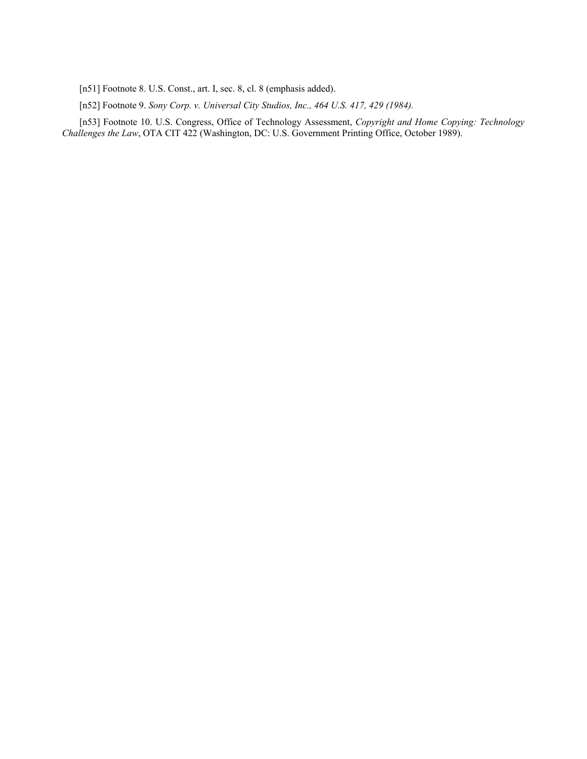[n51] Footnote 8. U.S. Const., art. I, sec. 8, cl. 8 (emphasis added).

[n52] Footnote 9. *Sony Corp. v. Universal City Studios, Inc., 464 U.S. 417, 429 (1984).*

[n53] Footnote 10. U.S. Congress, Office of Technology Assessment, *Copyright and Home Copying: Technology Challenges the Law*, OTA CIT 422 (Washington, DC: U.S. Government Printing Office, October 1989).